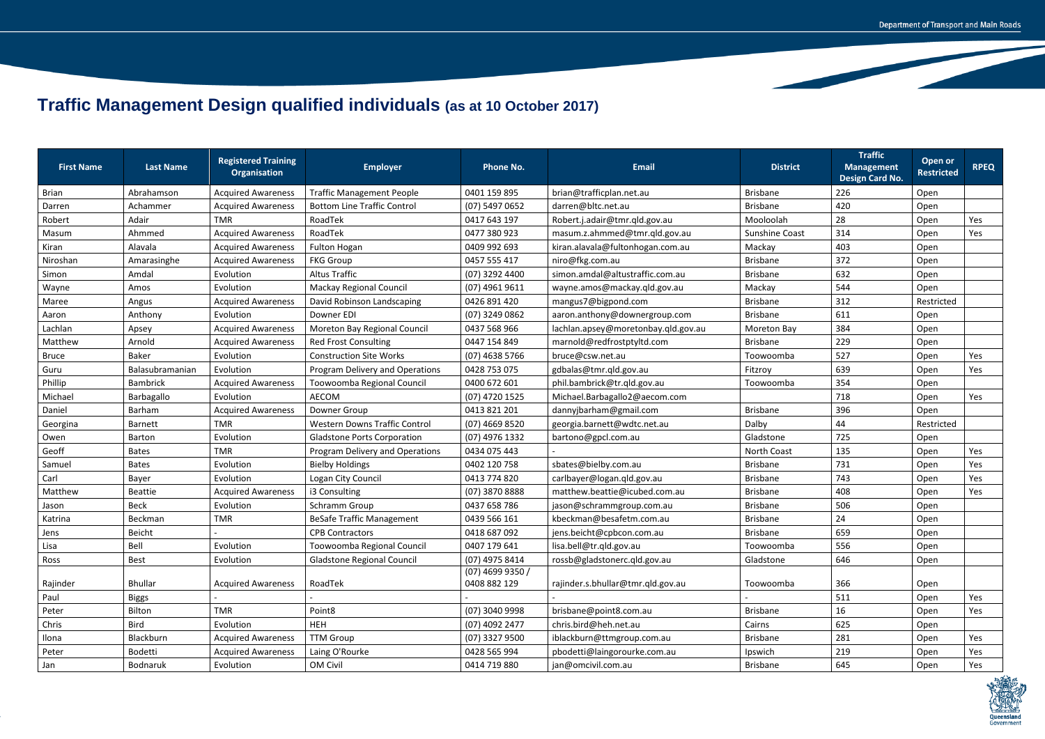# Traffic Management Design qualified individuals (as at 10 October 2017)

| First Name | Last Name | Registered Training Organisation | Employer | Phone No. | Email | District | Traffic Management Design Card No. | Open or Restricted | RPEQ |
|---|---|---|---|---|---|---|---|---|---|
| Brian | Abrahamson | Acquired Awareness | Traffic Management People | 0401 159 895 | brian@trafficplan.net.au | Brisbane | 226 | Open | |
| Darren | Achammer | Acquired Awareness | Bottom Line Traffic Control | (07) 5497 0652 | darren@bltc.net.au | Brisbane | 420 | Open | |
| Robert | Adair | TMR | RoadTek | 0417 643 197 | Robert.j.adair@tmr.qld.gov.au | Mooloolah | 28 | Open | Yes |
| Masum | Ahmmed | Acquired Awareness | RoadTek | 0477 380 923 | masum.z.ahmmed@tmr.qld.gov.au | Sunshine Coast | 314 | Open | Yes |
| Kiran | Alavala | Acquired Awareness | Fulton Hogan | 0409 992 693 | kiran.alavala@fultonhogan.com.au | Mackay | 403 | Open | |
| Niroshan | Amarasinghe | Acquired Awareness | FKG Group | 0457 555 417 | niro@fkg.com.au | Brisbane | 372 | Open | |
| Simon | Amdal | Evolution | Altus Traffic | (07) 3292 4400 | simon.amdal@altustraffic.com.au | Brisbane | 632 | Open | |
| Wayne | Amos | Evolution | Mackay Regional Council | (07) 4961 9611 | wayne.amos@mackay.qld.gov.au | Mackay | 544 | Open | |
| Maree | Angus | Acquired Awareness | David Robinson Landscaping | 0426 891 420 | mangus7@bigpond.com | Brisbane | 312 | Restricted | |
| Aaron | Anthony | Evolution | Downer EDI | (07) 3249 0862 | aaron.anthony@downergroup.com | Brisbane | 611 | Open | |
| Lachlan | Apsey | Acquired Awareness | Moreton Bay Regional Council | 0437 568 966 | lachlan.apsey@moretonbay.qld.gov.au | Moreton Bay | 384 | Open | |
| Matthew | Arnold | Acquired Awareness | Red Frost Consulting | 0447 154 849 | marnold@redfrostptyltd.com | Brisbane | 229 | Open | |
| Bruce | Baker | Evolution | Construction Site Works | (07) 4638 5766 | bruce@csw.net.au | Toowoomba | 527 | Open | Yes |
| Guru | Balasubramanian | Evolution | Program Delivery and Operations | 0428 753 075 | gdbalas@tmr.qld.gov.au | Fitzroy | 639 | Open | Yes |
| Phillip | Bambrick | Acquired Awareness | Toowoomba Regional Council | 0400 672 601 | phil.bambrick@tr.qld.gov.au | Toowoomba | 354 | Open | |
| Michael | Barbagallo | Evolution | AECOM | (07) 4720 1525 | Michael.Barbagallo2@aecom.com | | 718 | Open | Yes |
| Daniel | Barham | Acquired Awareness | Downer Group | 0413 821 201 | dannyjbarham@gmail.com | Brisbane | 396 | Open | |
| Georgina | Barnett | TMR | Western Downs Traffic Control | (07) 4669 8520 | georgia.barnett@wdtc.net.au | Dalby | 44 | Restricted | |
| Owen | Barton | Evolution | Gladstone Ports Corporation | (07) 4976 1332 | bartono@gpcl.com.au | Gladstone | 725 | Open | |
| Geoff | Bates | TMR | Program Delivery and Operations | 0434 075 443 | - | North Coast | 135 | Open | Yes |
| Samuel | Bates | Evolution | Bielby Holdings | 0402 120 758 | sbates@bielby.com.au | Brisbane | 731 | Open | Yes |
| Carl | Bayer | Evolution | Logan City Council | 0413 774 820 | carlbayer@logan.qld.gov.au | Brisbane | 743 | Open | Yes |
| Matthew | Beattie | Acquired Awareness | i3 Consulting | (07) 3870 8888 | matthew.beattie@icubed.com.au | Brisbane | 408 | Open | Yes |
| Jason | Beck | Evolution | Schramm Group | 0437 658 786 | jason@schrammgroup.com.au | Brisbane | 506 | Open | |
| Katrina | Beckman | TMR | BeSafe Traffic Management | 0439 566 161 | kbeckman@besafetm.com.au | Brisbane | 24 | Open | |
| Jens | Beicht | - | CPB Contractors | 0418 687 092 | jens.beicht@cpbcon.com.au | Brisbane | 659 | Open | |
| Lisa | Bell | Evolution | Toowoomba Regional Council | 0407 179 641 | lisa.bell@tr.qld.gov.au | Toowoomba | 556 | Open | |
| Ross | Best | Evolution | Gladstone Regional Council | (07) 4975 8414 | rossb@gladstonerc.qld.gov.au | Gladstone | 646 | Open | |
| Rajinder | Bhullar | Acquired Awareness | RoadTek | (07) 4699 9350 / 0408 882 129 | rajinder.s.bhullar@tmr.qld.gov.au | Toowoomba | 366 | Open | |
| Paul | Biggs | - | - | - | - | - | 511 | Open | Yes |
| Peter | Bilton | TMR | Point8 | (07) 3040 9998 | brisbane@point8.com.au | Brisbane | 16 | Open | Yes |
| Chris | Bird | Evolution | HEH | (07) 4092 2477 | chris.bird@heh.net.au | Cairns | 625 | Open | |
| Ilona | Blackburn | Acquired Awareness | TTM Group | (07) 3327 9500 | iblackburn@ttmgroup.com.au | Brisbane | 281 | Open | Yes |
| Peter | Bodetti | Acquired Awareness | Laing O'Rourke | 0428 565 994 | pbodetti@laingorourke.com.au | Ipswich | 219 | Open | Yes |
| Jan | Bodnaruk | Evolution | OM Civil | 0414 719 880 | jan@omcivil.com.au | Brisbane | 645 | Open | Yes |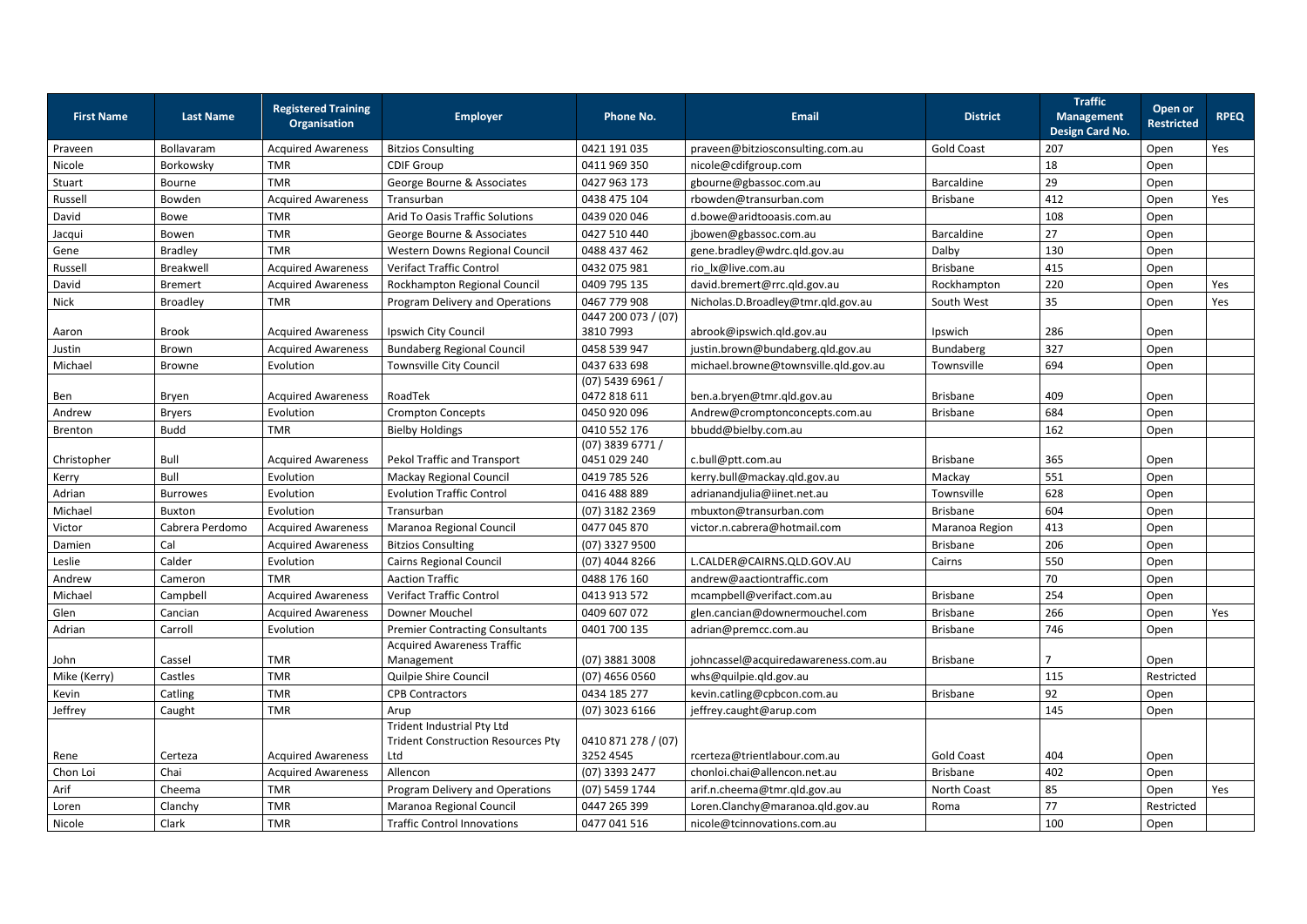| First Name | Last Name | Registered Training Organisation | Employer | Phone No. | Email | District | Traffic Management Design Card No. | Open or Restricted | RPEQ |
|---|---|---|---|---|---|---|---|---|---|
| Praveen | Bollavaram | Acquired Awareness | Bitzios Consulting | 0421 191 035 | praveen@bitziosconsulting.com.au | Gold Coast | 207 | Open | Yes |
| Nicole | Borkowsky | TMR | CDIF Group | 0411 969 350 | nicole@cdifgroup.com | | 18 | Open | |
| Stuart | Bourne | TMR | George Bourne & Associates | 0427 963 173 | gbourne@gbassoc.com.au | Barcaldine | 29 | Open | |
| Russell | Bowden | Acquired Awareness | Transurban | 0438 475 104 | rbowden@transurban.com | Brisbane | 412 | Open | Yes |
| David | Bowe | TMR | Arid To Oasis Traffic Solutions | 0439 020 046 | d.bowe@aridtooasis.com.au | | 108 | Open | |
| Jacqui | Bowen | TMR | George Bourne & Associates | 0427 510 440 | jbowen@gbassoc.com.au | Barcaldine | 27 | Open | |
| Gene | Bradley | TMR | Western Downs Regional Council | 0488 437 462 | gene.bradley@wdrc.qld.gov.au | Dalby | 130 | Open | |
| Russell | Breakwell | Acquired Awareness | Verifact Traffic Control | 0432 075 981 | rio_lx@live.com.au | Brisbane | 415 | Open | |
| David | Bremert | Acquired Awareness | Rockhampton Regional Council | 0409 795 135 | david.bremert@rrc.qld.gov.au | Rockhampton | 220 | Open | Yes |
| Nick | Broadley | TMR | Program Delivery and Operations | 0467 779 908 | Nicholas.D.Broadley@tmr.qld.gov.au | South West | 35 | Open | Yes |
| Aaron | Brook | Acquired Awareness | Ipswich City Council | 0447 200 073 / (07) 3810 7993 | abrook@ipswich.qld.gov.au | Ipswich | 286 | Open | |
| Justin | Brown | Acquired Awareness | Bundaberg Regional Council | 0458 539 947 | justin.brown@bundaberg.qld.gov.au | Bundaberg | 327 | Open | |
| Michael | Browne | Evolution | Townsville City Council | 0437 633 698 | michael.browne@townsville.qld.gov.au | Townsville | 694 | Open | |
| Ben | Bryen | Acquired Awareness | RoadTek | (07) 5439 6961 / 0472 818 611 | ben.a.bryen@tmr.qld.gov.au | Brisbane | 409 | Open | |
| Andrew | Bryers | Evolution | Crompton Concepts | 0450 920 096 | Andrew@cromptonconcepts.com.au | Brisbane | 684 | Open | |
| Brenton | Budd | TMR | Bielby Holdings | 0410 552 176 | bbudd@bielby.com.au | | 162 | Open | |
| Christopher | Bull | Acquired Awareness | Pekol Traffic and Transport | (07) 3839 6771 / 0451 029 240 | c.bull@ptt.com.au | Brisbane | 365 | Open | |
| Kerry | Bull | Evolution | Mackay Regional Council | 0419 785 526 | kerry.bull@mackay.qld.gov.au | Mackay | 551 | Open | |
| Adrian | Burrowes | Evolution | Evolution Traffic Control | 0416 488 889 | adrianandjulia@iinet.net.au | Townsville | 628 | Open | |
| Michael | Buxton | Evolution | Transurban | (07) 3182 2369 | mbuxton@transurban.com | Brisbane | 604 | Open | |
| Victor | Cabrera Perdomo | Acquired Awareness | Maranoa Regional Council | 0477 045 870 | victor.n.cabrera@hotmail.com | Maranoa Region | 413 | Open | |
| Damien | Cal | Acquired Awareness | Bitzios Consulting | (07) 3327 9500 | | Brisbane | 206 | Open | |
| Leslie | Calder | Evolution | Cairns Regional Council | (07) 4044 8266 | L.CALDER@CAIRNS.QLD.GOV.AU | Cairns | 550 | Open | |
| Andrew | Cameron | TMR | Aaction Traffic | 0488 176 160 | andrew@aactiontraffic.com | | 70 | Open | |
| Michael | Campbell | Acquired Awareness | Verifact Traffic Control | 0413 913 572 | mcampbell@verifact.com.au | Brisbane | 254 | Open | |
| Glen | Cancian | Acquired Awareness | Downer Mouchel | 0409 607 072 | glen.cancian@downermouchel.com | Brisbane | 266 | Open | Yes |
| Adrian | Carroll | Evolution | Premier Contracting Consultants | 0401 700 135 | adrian@premcc.com.au | Brisbane | 746 | Open | |
| John | Cassel | TMR | Acquired Awareness Traffic Management | (07) 3881 3008 | johncassel@acquiredawareness.com.au | Brisbane | 7 | Open | |
| Mike (Kerry) | Castles | TMR | Quilpie Shire Council | (07) 4656 0560 | whs@quilpie.qld.gov.au | | 115 | Restricted | |
| Kevin | Catling | TMR | CPB Contractors | 0434 185 277 | kevin.catling@cpbcon.com.au | Brisbane | 92 | Open | |
| Jeffrey | Caught | TMR | Arup | (07) 3023 6166 | jeffrey.caught@arup.com | | 145 | Open | |
| Rene | Certeza | Acquired Awareness | Trident Industrial Pty Ltd Trident Construction Resources Pty Ltd | 0410 871 278 / (07) 3252 4545 | rcerteza@trientlabour.com.au | Gold Coast | 404 | Open | |
| Chon Loi | Chai | Acquired Awareness | Allencon | (07) 3393 2477 | chonloi.chai@allencon.net.au | Brisbane | 402 | Open | |
| Arif | Cheema | TMR | Program Delivery and Operations | (07) 5459 1744 | arif.n.cheema@tmr.qld.gov.au | North Coast | 85 | Open | Yes |
| Loren | Clanchy | TMR | Maranoa Regional Council | 0447 265 399 | Loren.Clanchy@maranoa.qld.gov.au | Roma | 77 | Restricted | |
| Nicole | Clark | TMR | Traffic Control Innovations | 0477 041 516 | nicole@tcinnovations.com.au | | 100 | Open | |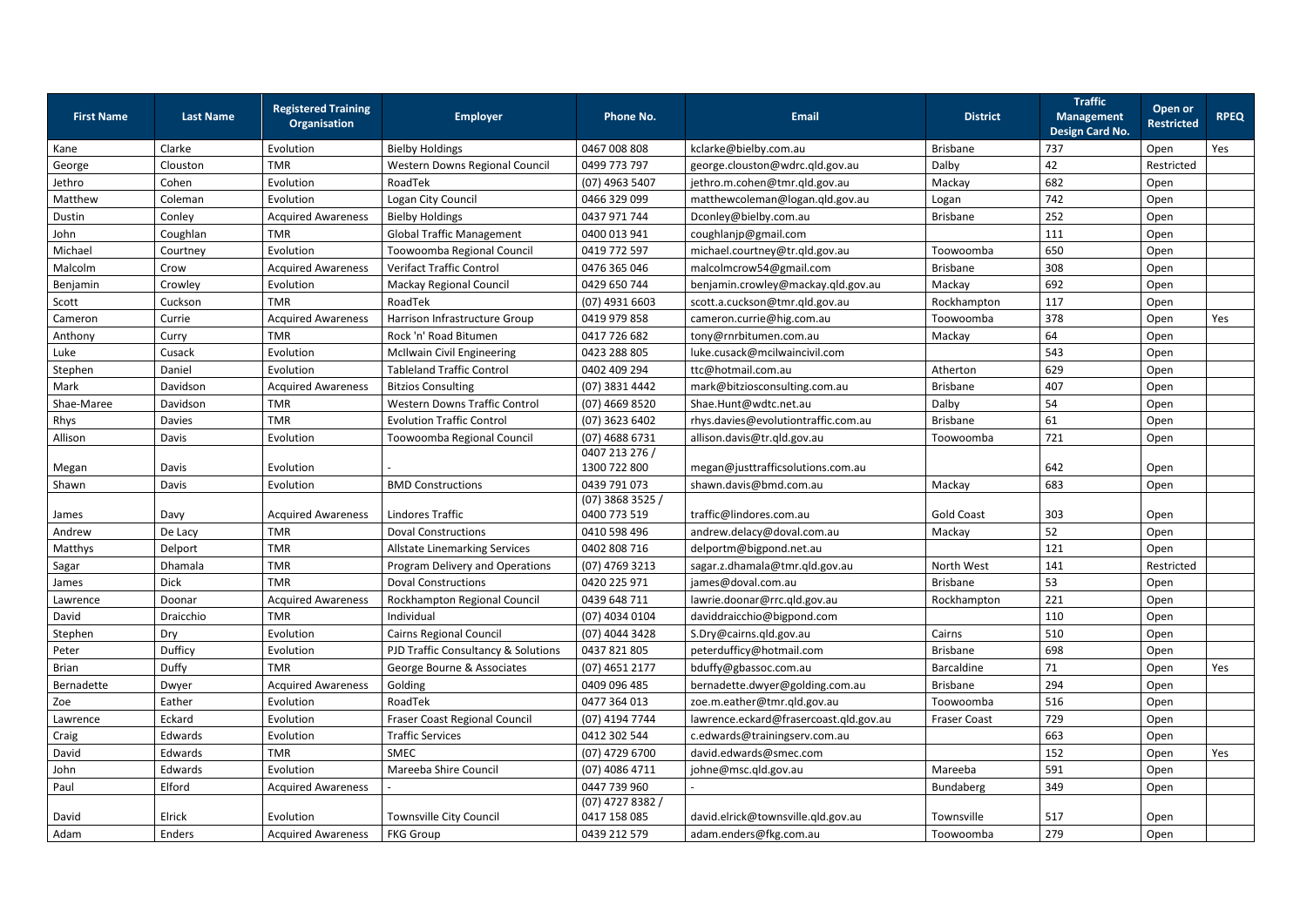| First Name | Last Name | Registered Training Organisation | Employer | Phone No. | Email | District | Traffic Management Design Card No. | Open or Restricted | RPEQ |
|---|---|---|---|---|---|---|---|---|---|
| Kane | Clarke | Evolution | Bielby Holdings | 0467 008 808 | kclarke@bielby.com.au | Brisbane | 737 | Open | Yes |
| George | Clouston | TMR | Western Downs Regional Council | 0499 773 797 | george.clouston@wdrc.qld.gov.au | Dalby | 42 | Restricted | |
| Jethro | Cohen | Evolution | RoadTek | (07) 4963 5407 | jethro.m.cohen@tmr.qld.gov.au | Mackay | 682 | Open | |
| Matthew | Coleman | Evolution | Logan City Council | 0466 329 099 | matthewcoleman@logan.qld.gov.au | Logan | 742 | Open | |
| Dustin | Conley | Acquired Awareness | Bielby Holdings | 0437 971 744 | Dconley@bielby.com.au | Brisbane | 252 | Open | |
| John | Coughlan | TMR | Global Traffic Management | 0400 013 941 | coughlanjp@gmail.com | | 111 | Open | |
| Michael | Courtney | Evolution | Toowoomba Regional Council | 0419 772 597 | michael.courtney@tr.qld.gov.au | Toowoomba | 650 | Open | |
| Malcolm | Crow | Acquired Awareness | Verifact Traffic Control | 0476 365 046 | malcolmcrow54@gmail.com | Brisbane | 308 | Open | |
| Benjamin | Crowley | Evolution | Mackay Regional Council | 0429 650 744 | benjamin.crowley@mackay.qld.gov.au | Mackay | 692 | Open | |
| Scott | Cuckson | TMR | RoadTek | (07) 4931 6603 | scott.a.cuckson@tmr.qld.gov.au | Rockhampton | 117 | Open | |
| Cameron | Currie | Acquired Awareness | Harrison Infrastructure Group | 0419 979 858 | cameron.currie@hig.com.au | Toowoomba | 378 | Open | Yes |
| Anthony | Curry | TMR | Rock 'n' Road Bitumen | 0417 726 682 | tony@rnrbitumen.com.au | Mackay | 64 | Open | |
| Luke | Cusack | Evolution | McIlwain Civil Engineering | 0423 288 805 | luke.cusack@mcilwaincivil.com | | 543 | Open | |
| Stephen | Daniel | Evolution | Tableland Traffic Control | 0402 409 294 | ttc@hotmail.com.au | Atherton | 629 | Open | |
| Mark | Davidson | Acquired Awareness | Bitzios Consulting | (07) 3831 4442 | mark@bitziosconsulting.com.au | Brisbane | 407 | Open | |
| Shae-Maree | Davidson | TMR | Western Downs Traffic Control | (07) 4669 8520 | Shae.Hunt@wdtc.net.au | Dalby | 54 | Open | |
| Rhys | Davies | TMR | Evolution Traffic Control | (07) 3623 6402 | rhys.davies@evolutiontraffic.com.au | Brisbane | 61 | Open | |
| Allison | Davis | Evolution | Toowoomba Regional Council | (07) 4688 6731 | allison.davis@tr.qld.gov.au | Toowoomba | 721 | Open | |
| Megan | Davis | Evolution | - | 0407 213 276 / 1300 722 800 | megan@justtrafficsolutions.com.au | | 642 | Open | |
| Shawn | Davis | Evolution | BMD Constructions | 0439 791 073 | shawn.davis@bmd.com.au | Mackay | 683 | Open | |
| James | Davy | Acquired Awareness | Lindores Traffic | (07) 3868 3525 / 0400 773 519 | traffic@lindores.com.au | Gold Coast | 303 | Open | |
| Andrew | De Lacy | TMR | Doval Constructions | 0410 598 496 | andrew.delacy@doval.com.au | Mackay | 52 | Open | |
| Matthys | Delport | TMR | Allstate Linemarking Services | 0402 808 716 | delportm@bigpond.net.au | | 121 | Open | |
| Sagar | Dhamala | TMR | Program Delivery and Operations | (07) 4769 3213 | sagar.z.dhamala@tmr.qld.gov.au | North West | 141 | Restricted | |
| James | Dick | TMR | Doval Constructions | 0420 225 971 | james@doval.com.au | Brisbane | 53 | Open | |
| Lawrence | Doonar | Acquired Awareness | Rockhampton Regional Council | 0439 648 711 | lawrie.doonar@rrc.qld.gov.au | Rockhampton | 221 | Open | |
| David | Draicchio | TMR | Individual | (07) 4034 0104 | daviddraicchio@bigpond.com | | 110 | Open | |
| Stephen | Dry | Evolution | Cairns Regional Council | (07) 4044 3428 | S.Dry@cairns.qld.gov.au | Cairns | 510 | Open | |
| Peter | Dufficy | Evolution | PJD Traffic Consultancy & Solutions | 0437 821 805 | peterdufficy@hotmail.com | Brisbane | 698 | Open | |
| Brian | Duffy | TMR | George Bourne & Associates | (07) 4651 2177 | bduffy@gbassoc.com.au | Barcaldine | 71 | Open | Yes |
| Bernadette | Dwyer | Acquired Awareness | Golding | 0409 096 485 | bernadette.dwyer@golding.com.au | Brisbane | 294 | Open | |
| Zoe | Eather | Evolution | RoadTek | 0477 364 013 | zoe.m.eather@tmr.qld.gov.au | Toowoomba | 516 | Open | |
| Lawrence | Eckard | Evolution | Fraser Coast Regional Council | (07) 4194 7744 | lawrence.eckard@frasercoast.qld.gov.au | Fraser Coast | 729 | Open | |
| Craig | Edwards | Evolution | Traffic Services | 0412 302 544 | c.edwards@trainingserv.com.au | | 663 | Open | |
| David | Edwards | TMR | SMEC | (07) 4729 6700 | david.edwards@smec.com | | 152 | Open | Yes |
| John | Edwards | Evolution | Mareeba Shire Council | (07) 4086 4711 | johne@msc.qld.gov.au | Mareeba | 591 | Open | |
| Paul | Elford | Acquired Awareness | - | 0447 739 960 | - | Bundaberg | 349 | Open | |
| David | Elrick | Evolution | Townsville City Council | (07) 4727 8382 / 0417 158 085 | david.elrick@townsville.qld.gov.au | Townsville | 517 | Open | |
| Adam | Enders | Acquired Awareness | FKG Group | 0439 212 579 | adam.enders@fkg.com.au | Toowoomba | 279 | Open | |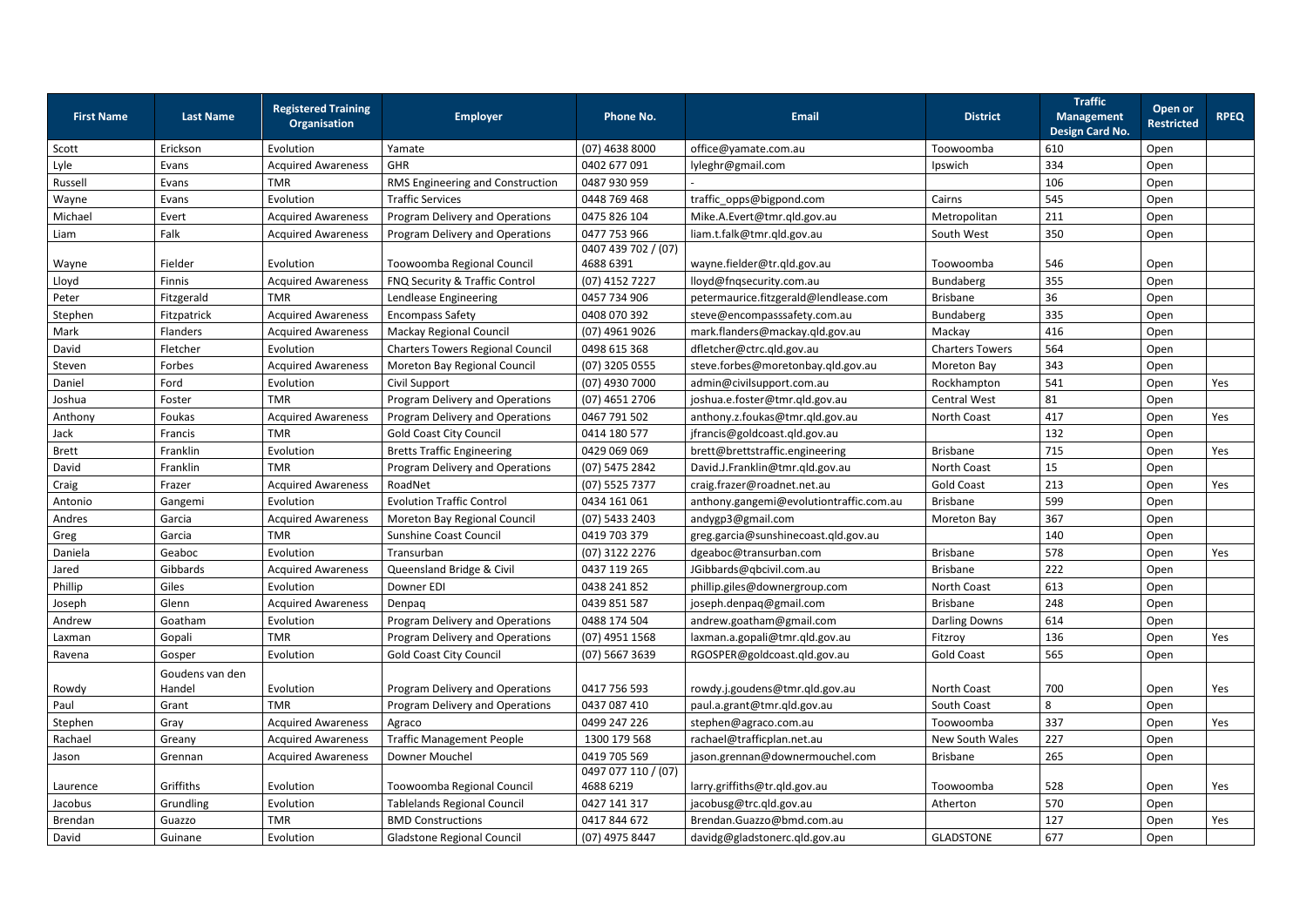| First Name | Last Name | Registered Training Organisation | Employer | Phone No. | Email | District | Traffic Management Design Card No. | Open or Restricted | RPEQ |
|---|---|---|---|---|---|---|---|---|---|
| Scott | Erickson | Evolution | Yamate | (07) 4638 8000 | office@yamate.com.au | Toowoomba | 610 | Open | |
| Lyle | Evans | Acquired Awareness | GHR | 0402 677 091 | lyleghr@gmail.com | Ipswich | 334 | Open | |
| Russell | Evans | TMR | RMS Engineering and Construction | 0487 930 959 | - | | 106 | Open | |
| Wayne | Evans | Evolution | Traffic Services | 0448 769 468 | traffic_opps@bigpond.com | Cairns | 545 | Open | |
| Michael | Evert | Acquired Awareness | Program Delivery and Operations | 0475 826 104 | Mike.A.Evert@tmr.qld.gov.au | Metropolitan | 211 | Open | |
| Liam | Falk | Acquired Awareness | Program Delivery and Operations | 0477 753 966 | liam.t.falk@tmr.qld.gov.au | South West | 350 | Open | |
| Wayne | Fielder | Evolution | Toowoomba Regional Council | 0407 439 702 / (07) 4688 6391 | wayne.fielder@tr.qld.gov.au | Toowoomba | 546 | Open | |
| Lloyd | Finnis | Acquired Awareness | FNQ Security & Traffic Control | (07) 4152 7227 | lloyd@fnqsecurity.com.au | Bundaberg | 355 | Open | |
| Peter | Fitzgerald | TMR | Lendlease Engineering | 0457 734 906 | petermaurice.fitzgerald@lendlease.com | Brisbane | 36 | Open | |
| Stephen | Fitzpatrick | Acquired Awareness | Encompass Safety | 0408 070 392 | steve@encompasssafety.com.au | Bundaberg | 335 | Open | |
| Mark | Flanders | Acquired Awareness | Mackay Regional Council | (07) 4961 9026 | mark.flanders@mackay.qld.gov.au | Mackay | 416 | Open | |
| David | Fletcher | Evolution | Charters Towers Regional Council | 0498 615 368 | dfletcher@ctrc.qld.gov.au | Charters Towers | 564 | Open | |
| Steven | Forbes | Acquired Awareness | Moreton Bay Regional Council | (07) 3205 0555 | steve.forbes@moretonbay.qld.gov.au | Moreton Bay | 343 | Open | |
| Daniel | Ford | Evolution | Civil Support | (07) 4930 7000 | admin@civilsupport.com.au | Rockhampton | 541 | Open | Yes |
| Joshua | Foster | TMR | Program Delivery and Operations | (07) 4651 2706 | joshua.e.foster@tmr.qld.gov.au | Central West | 81 | Open | |
| Anthony | Foukas | Acquired Awareness | Program Delivery and Operations | 0467 791 502 | anthony.z.foukas@tmr.qld.gov.au | North Coast | 417 | Open | Yes |
| Jack | Francis | TMR | Gold Coast City Council | 0414 180 577 | jfrancis@goldcoast.qld.gov.au | | 132 | Open | |
| Brett | Franklin | Evolution | Bretts Traffic Engineering | 0429 069 069 | brett@brettstraffic.engineering | Brisbane | 715 | Open | Yes |
| David | Franklin | TMR | Program Delivery and Operations | (07) 5475 2842 | David.J.Franklin@tmr.qld.gov.au | North Coast | 15 | Open | |
| Craig | Frazer | Acquired Awareness | RoadNet | (07) 5525 7377 | craig.frazer@roadnet.net.au | Gold Coast | 213 | Open | Yes |
| Antonio | Gangemi | Evolution | Evolution Traffic Control | 0434 161 061 | anthony.gangemi@evolutiontraffic.com.au | Brisbane | 599 | Open | |
| Andres | Garcia | Acquired Awareness | Moreton Bay Regional Council | (07) 5433 2403 | andygp3@gmail.com | Moreton Bay | 367 | Open | |
| Greg | Garcia | TMR | Sunshine Coast Council | 0419 703 379 | greg.garcia@sunshinecoast.qld.gov.au | | 140 | Open | |
| Daniela | Geaboc | Evolution | Transurban | (07) 3122 2276 | dgeaboc@transurban.com | Brisbane | 578 | Open | Yes |
| Jared | Gibbards | Acquired Awareness | Queensland Bridge & Civil | 0437 119 265 | JGibbards@qbcivil.com.au | Brisbane | 222 | Open | |
| Phillip | Giles | Evolution | Downer EDI | 0438 241 852 | phillip.giles@downergroup.com | North Coast | 613 | Open | |
| Joseph | Glenn | Acquired Awareness | Denpaq | 0439 851 587 | joseph.denpaq@gmail.com | Brisbane | 248 | Open | |
| Andrew | Goatham | Evolution | Program Delivery and Operations | 0488 174 504 | andrew.goatham@gmail.com | Darling Downs | 614 | Open | |
| Laxman | Gopali | TMR | Program Delivery and Operations | (07) 4951 1568 | laxman.a.gopali@tmr.qld.gov.au | Fitzroy | 136 | Open | Yes |
| Ravena | Gosper | Evolution | Gold Coast City Council | (07) 5667 3639 | RGOSPER@goldcoast.qld.gov.au | Gold Coast | 565 | Open | |
| Rowdy | Goudens van den Handel | Evolution | Program Delivery and Operations | 0417 756 593 | rowdy.j.goudens@tmr.qld.gov.au | North Coast | 700 | Open | Yes |
| Paul | Grant | TMR | Program Delivery and Operations | 0437 087 410 | paul.a.grant@tmr.qld.gov.au | South Coast | 8 | Open | |
| Stephen | Gray | Acquired Awareness | Agraco | 0499 247 226 | stephen@agraco.com.au | Toowoomba | 337 | Open | Yes |
| Rachael | Greany | Acquired Awareness | Traffic Management People | 1300 179 568 | rachael@trafficplan.net.au | New South Wales | 227 | Open | |
| Jason | Grennan | Acquired Awareness | Downer Mouchel | 0419 705 569 | jason.grennan@downermouchel.com | Brisbane | 265 | Open | |
| Laurence | Griffiths | Evolution | Toowoomba Regional Council | 0497 077 110 / (07) 4688 6219 | larry.griffiths@tr.qld.gov.au | Toowoomba | 528 | Open | Yes |
| Jacobus | Grundling | Evolution | Tablelands Regional Council | 0427 141 317 | jacobusg@trc.qld.gov.au | Atherton | 570 | Open | |
| Brendan | Guazzo | TMR | BMD Constructions | 0417 844 672 | Brendan.Guazzo@bmd.com.au | | 127 | Open | Yes |
| David | Guinane | Evolution | Gladstone Regional Council | (07) 4975 8447 | davidg@gladstonerc.qld.gov.au | GLADSTONE | 677 | Open | |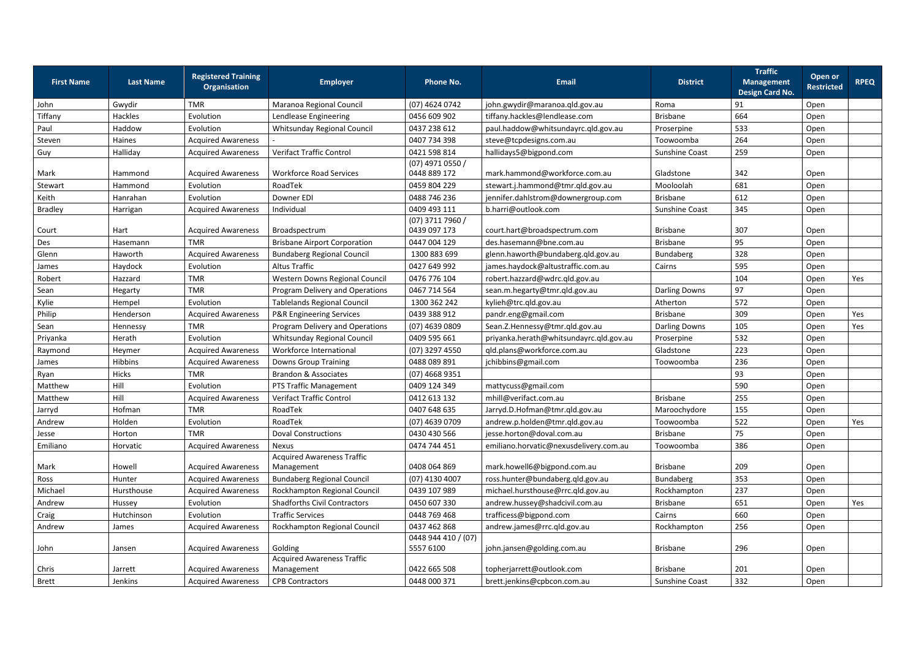| First Name | Last Name | Registered Training Organisation | Employer | Phone No. | Email | District | Traffic Management Design Card No. | Open or Restricted | RPEQ |
|---|---|---|---|---|---|---|---|---|---|
| John | Gwydir | TMR | Maranoa Regional Council | (07) 4624 0742 | john.gwydir@maranoa.qld.gov.au | Roma | 91 | Open | |
| Tiffany | Hackles | Evolution | Lendlease Engineering | 0456 609 902 | tiffany.hackles@lendlease.com | Brisbane | 664 | Open | |
| Paul | Haddow | Evolution | Whitsunday Regional Council | 0437 238 612 | paul.haddow@whitsundayrc.qld.gov.au | Proserpine | 533 | Open | |
| Steven | Haines | Acquired Awareness | - | 0407 734 398 | steve@tcpdesigns.com.au | Toowoomba | 264 | Open | |
| Guy | Halliday | Acquired Awareness | Verifact Traffic Control | 0421 598 814 | hallidays5@bigpond.com | Sunshine Coast | 259 | Open | |
| Mark | Hammond | Acquired Awareness | Workforce Road Services | (07) 4971 0550 / 0448 889 172 | mark.hammond@workforce.com.au | Gladstone | 342 | Open | |
| Stewart | Hammond | Evolution | RoadTek | 0459 804 229 | stewart.j.hammond@tmr.qld.gov.au | Mooloolah | 681 | Open | |
| Keith | Hanrahan | Evolution | Downer EDI | 0488 746 236 | jennifer.dahlstrom@downergroup.com | Brisbane | 612 | Open | |
| Bradley | Harrigan | Acquired Awareness | Individual | 0409 493 111 | b.harri@outlook.com | Sunshine Coast | 345 | Open | |
| Court | Hart | Acquired Awareness | Broadspectrum | (07) 3711 7960 / 0439 097 173 | court.hart@broadspectrum.com | Brisbane | 307 | Open | |
| Des | Hasemann | TMR | Brisbane Airport Corporation | 0447 004 129 | des.hasemann@bne.com.au | Brisbane | 95 | Open | |
| Glenn | Haworth | Acquired Awareness | Bundaberg Regional Council | 1300 883 699 | glenn.haworth@bundaberg.qld.gov.au | Bundaberg | 328 | Open | |
| James | Haydock | Evolution | Altus Traffic | 0427 649 992 | james.haydock@altustraffic.com.au | Cairns | 595 | Open | |
| Robert | Hazzard | TMR | Western Downs Regional Council | 0476 776 104 | robert.hazzard@wdrc.qld.gov.au | | 104 | Open | Yes |
| Sean | Hegarty | TMR | Program Delivery and Operations | 0467 714 564 | sean.m.hegarty@tmr.qld.gov.au | Darling Downs | 97 | Open | |
| Kylie | Hempel | Evolution | Tablelands Regional Council | 1300 362 242 | kylieh@trc.qld.gov.au | Atherton | 572 | Open | |
| Philip | Henderson | Acquired Awareness | P&R Engineering Services | 0439 388 912 | pandr.eng@gmail.com | Brisbane | 309 | Open | Yes |
| Sean | Hennessy | TMR | Program Delivery and Operations | (07) 4639 0809 | Sean.Z.Hennessy@tmr.qld.gov.au | Darling Downs | 105 | Open | Yes |
| Priyanka | Herath | Evolution | Whitsunday Regional Council | 0409 595 661 | priyanka.herath@whitsundayrc.qld.gov.au | Proserpine | 532 | Open | |
| Raymond | Heymer | Acquired Awareness | Workforce International | (07) 3297 4550 | qld.plans@workforce.com.au | Gladstone | 223 | Open | |
| James | Hibbins | Acquired Awareness | Downs Group Training | 0488 089 891 | jchibbins@gmail.com | Toowoomba | 236 | Open | |
| Ryan | Hicks | TMR | Brandon & Associates | (07) 4668 9351 | | | 93 | Open | |
| Matthew | Hill | Evolution | PTS Traffic Management | 0409 124 349 | mattycuss@gmail.com | | 590 | Open | |
| Matthew | Hill | Acquired Awareness | Verifact Traffic Control | 0412 613 132 | mhill@verifact.com.au | Brisbane | 255 | Open | |
| Jarryd | Hofman | TMR | RoadTek | 0407 648 635 | Jarryd.D.Hofman@tmr.qld.gov.au | Maroochydore | 155 | Open | |
| Andrew | Holden | Evolution | RoadTek | (07) 4639 0709 | andrew.p.holden@tmr.qld.gov.au | Toowoomba | 522 | Open | Yes |
| Jesse | Horton | TMR | Doval Constructions | 0430 430 566 | jesse.horton@doval.com.au | Brisbane | 75 | Open | |
| Emiliano | Horvatic | Acquired Awareness | Nexus | 0474 744 451 | emiliano.horvatic@nexusdelivery.com.au | Toowoomba | 386 | Open | |
| Mark | Howell | Acquired Awareness | Acquired Awareness Traffic Management | 0408 064 869 | mark.howell6@bigpond.com.au | Brisbane | 209 | Open | |
| Ross | Hunter | Acquired Awareness | Bundaberg Regional Council | (07) 4130 4007 | ross.hunter@bundaberg.qld.gov.au | Bundaberg | 353 | Open | |
| Michael | Hursthouse | Acquired Awareness | Rockhampton Regional Council | 0439 107 989 | michael.hursthouse@rrc.qld.gov.au | Rockhampton | 237 | Open | |
| Andrew | Hussey | Evolution | Shadforths Civil Contractors | 0450 607 330 | andrew.hussey@shadcivil.com.au | Brisbane | 651 | Open | Yes |
| Craig | Hutchinson | Evolution | Traffic Services | 0448 769 468 | trafficess@bigpond.com | Cairns | 660 | Open | |
| Andrew | James | Acquired Awareness | Rockhampton Regional Council | 0437 462 868 | andrew.james@rrc.qld.gov.au | Rockhampton | 256 | Open | |
| John | Jansen | Acquired Awareness | Golding | 0448 944 410 / (07) 5557 6100 | john.jansen@golding.com.au | Brisbane | 296 | Open | |
| Chris | Jarrett | Acquired Awareness | Acquired Awareness Traffic Management | 0422 665 508 | topherjarrett@outlook.com | Brisbane | 201 | Open | |
| Brett | Jenkins | Acquired Awareness | CPB Contractors | 0448 000 371 | brett.jenkins@cpbcon.com.au | Sunshine Coast | 332 | Open | |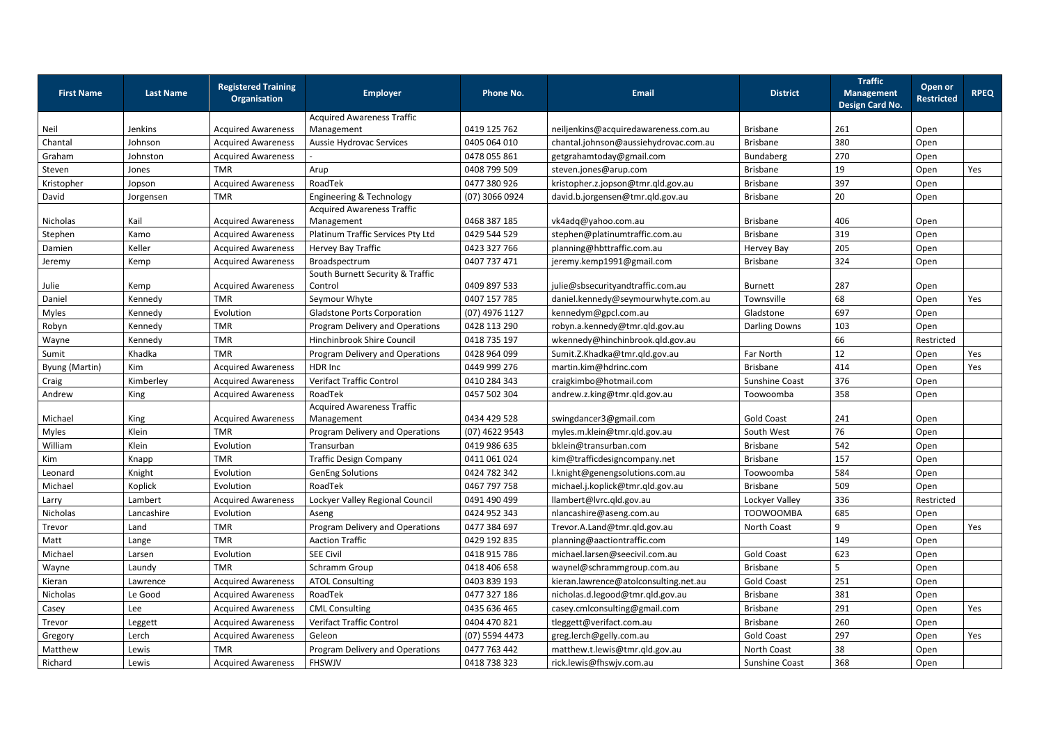| First Name | Last Name | Registered Training Organisation | Employer | Phone No. | Email | District | Traffic Management Design Card No. | Open or Restricted | RPEQ |
|---|---|---|---|---|---|---|---|---|---|
| Neil | Jenkins | Acquired Awareness | Acquired Awareness Traffic Management | 0419 125 762 | neiljenkins@acquiredawareness.com.au | Brisbane | 261 | Open | |
| Chantal | Johnson | Acquired Awareness | Aussie Hydrovac Services | 0405 064 010 | chantal.johnson@aussiehydrovac.com.au | Brisbane | 380 | Open | |
| Graham | Johnston | Acquired Awareness | - | 0478 055 861 | getgrahamtoday@gmail.com | Bundaberg | 270 | Open | |
| Steven | Jones | TMR | Arup | 0408 799 509 | steven.jones@arup.com | Brisbane | 19 | Open | Yes |
| Kristopher | Jopson | Acquired Awareness | RoadTek | 0477 380 926 | kristopher.z.jopson@tmr.qld.gov.au | Brisbane | 397 | Open | |
| David | Jorgensen | TMR | Engineering & Technology | (07) 3066 0924 | david.b.jorgensen@tmr.qld.gov.au | Brisbane | 20 | Open | |
| Nicholas | Kail | Acquired Awareness | Acquired Awareness Traffic Management | 0468 387 185 | vk4adq@yahoo.com.au | Brisbane | 406 | Open | |
| Stephen | Kamo | Acquired Awareness | Platinum Traffic Services Pty Ltd | 0429 544 529 | stephen@platinumtraffic.com.au | Brisbane | 319 | Open | |
| Damien | Keller | Acquired Awareness | Hervey Bay Traffic | 0423 327 766 | planning@hbttraffic.com.au | Hervey Bay | 205 | Open | |
| Jeremy | Kemp | Acquired Awareness | Broadspectrum | 0407 737 471 | jeremy.kemp1991@gmail.com | Brisbane | 324 | Open | |
| Julie | Kemp | Acquired Awareness | South Burnett Security & Traffic Control | 0409 897 533 | julie@sbsecurityandtraffic.com.au | Burnett | 287 | Open | |
| Daniel | Kennedy | TMR | Seymour Whyte | 0407 157 785 | daniel.kennedy@seymourwhyte.com.au | Townsville | 68 | Open | Yes |
| Myles | Kennedy | Evolution | Gladstone Ports Corporation | (07) 4976 1127 | kennedym@gpcl.com.au | Gladstone | 697 | Open | |
| Robyn | Kennedy | TMR | Program Delivery and Operations | 0428 113 290 | robyn.a.kennedy@tmr.qld.gov.au | Darling Downs | 103 | Open | |
| Wayne | Kennedy | TMR | Hinchinbrook Shire Council | 0418 735 197 | wkennedy@hinchinbrook.qld.gov.au | | 66 | Restricted | |
| Sumit | Khadka | TMR | Program Delivery and Operations | 0428 964 099 | Sumit.Z.Khadka@tmr.qld.gov.au | Far North | 12 | Open | Yes |
| Byung (Martin) | Kim | Acquired Awareness | HDR Inc | 0449 999 276 | martin.kim@hdrinc.com | Brisbane | 414 | Open | Yes |
| Craig | Kimberley | Acquired Awareness | Verifact Traffic Control | 0410 284 343 | craigkimbo@hotmail.com | Sunshine Coast | 376 | Open | |
| Andrew | King | Acquired Awareness | RoadTek | 0457 502 304 | andrew.z.king@tmr.qld.gov.au | Toowoomba | 358 | Open | |
| Michael | King | Acquired Awareness | Acquired Awareness Traffic Management | 0434 429 528 | swingdancer3@gmail.com | Gold Coast | 241 | Open | |
| Myles | Klein | TMR | Program Delivery and Operations | (07) 4622 9543 | myles.m.klein@tmr.qld.gov.au | South West | 76 | Open | |
| William | Klein | Evolution | Transurban | 0419 986 635 | bklein@transurban.com | Brisbane | 542 | Open | |
| Kim | Knapp | TMR | Traffic Design Company | 0411 061 024 | kim@trafficdesigncompany.net | Brisbane | 157 | Open | |
| Leonard | Knight | Evolution | GenEng Solutions | 0424 782 342 | l.knight@genengsolutions.com.au | Toowoomba | 584 | Open | |
| Michael | Koplick | Evolution | RoadTek | 0467 797 758 | michael.j.koplick@tmr.qld.gov.au | Brisbane | 509 | Open | |
| Larry | Lambert | Acquired Awareness | Lockyer Valley Regional Council | 0491 490 499 | llambert@lvrc.qld.gov.au | Lockyer Valley | 336 | Restricted | |
| Nicholas | Lancashire | Evolution | Aseng | 0424 952 343 | nlancashire@aseng.com.au | TOOWOOMBA | 685 | Open | |
| Trevor | Land | TMR | Program Delivery and Operations | 0477 384 697 | Trevor.A.Land@tmr.qld.gov.au | North Coast | 9 | Open | Yes |
| Matt | Lange | TMR | Aaction Traffic | 0429 192 835 | planning@aactiontraffic.com | | 149 | Open | |
| Michael | Larsen | Evolution | SEE Civil | 0418 915 786 | michael.larsen@seecivil.com.au | Gold Coast | 623 | Open | |
| Wayne | Laundy | TMR | Schramm Group | 0418 406 658 | waynel@schrammgroup.com.au | Brisbane | 5 | Open | |
| Kieran | Lawrence | Acquired Awareness | ATOL Consulting | 0403 839 193 | kieran.lawrence@atolconsulting.net.au | Gold Coast | 251 | Open | |
| Nicholas | Le Good | Acquired Awareness | RoadTek | 0477 327 186 | nicholas.d.legood@tmr.qld.gov.au | Brisbane | 381 | Open | |
| Casey | Lee | Acquired Awareness | CML Consulting | 0435 636 465 | casey.cmlconsulting@gmail.com | Brisbane | 291 | Open | Yes |
| Trevor | Leggett | Acquired Awareness | Verifact Traffic Control | 0404 470 821 | tleggett@verifact.com.au | Brisbane | 260 | Open | |
| Gregory | Lerch | Acquired Awareness | Geleon | (07) 5594 4473 | greg.lerch@gelly.com.au | Gold Coast | 297 | Open | Yes |
| Matthew | Lewis | TMR | Program Delivery and Operations | 0477 763 442 | matthew.t.lewis@tmr.qld.gov.au | North Coast | 38 | Open | |
| Richard | Lewis | Acquired Awareness | FHSWJV | 0418 738 323 | rick.lewis@fhswjv.com.au | Sunshine Coast | 368 | Open | |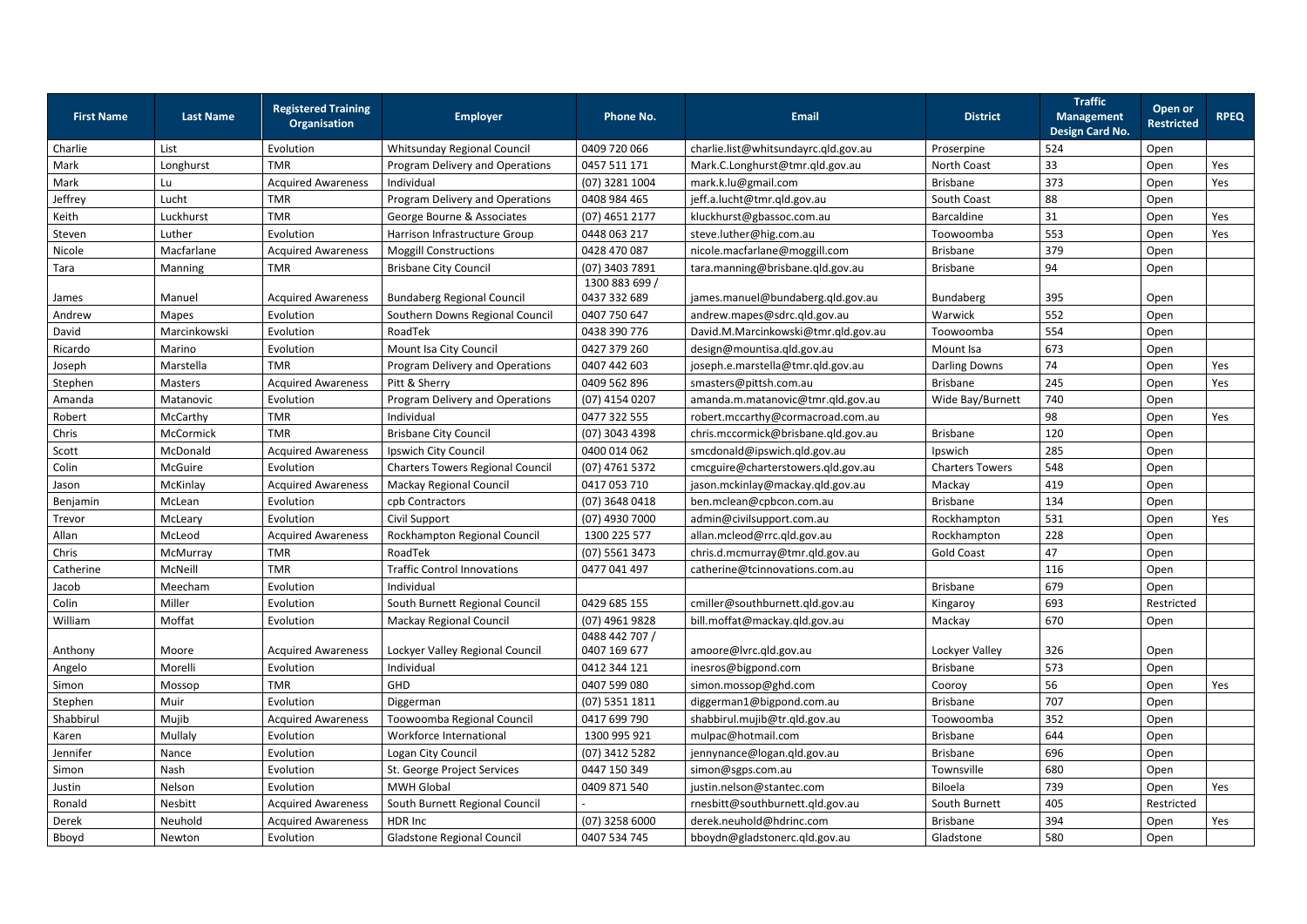| First Name | Last Name | Registered Training Organisation | Employer | Phone No. | Email | District | Traffic Management Design Card No. | Open or Restricted | RPEQ |
|---|---|---|---|---|---|---|---|---|---|
| Charlie | List | Evolution | Whitsunday Regional Council | 0409 720 066 | charlie.list@whitsundayrc.qld.gov.au | Proserpine | 524 | Open | |
| Mark | Longhurst | TMR | Program Delivery and Operations | 0457 511 171 | Mark.C.Longhurst@tmr.qld.gov.au | North Coast | 33 | Open | Yes |
| Mark | Lu | Acquired Awareness | Individual | (07) 3281 1004 | mark.k.lu@gmail.com | Brisbane | 373 | Open | Yes |
| Jeffrey | Lucht | TMR | Program Delivery and Operations | 0408 984 465 | jeff.a.lucht@tmr.qld.gov.au | South Coast | 88 | Open | |
| Keith | Luckhurst | TMR | George Bourne & Associates | (07) 4651 2177 | kluckhurst@gbassoc.com.au | Barcaldine | 31 | Open | Yes |
| Steven | Luther | Evolution | Harrison Infrastructure Group | 0448 063 217 | steve.luther@hig.com.au | Toowoomba | 553 | Open | Yes |
| Nicole | Macfarlane | Acquired Awareness | Moggill Constructions | 0428 470 087 | nicole.macfarlane@moggill.com | Brisbane | 379 | Open | |
| Tara | Manning | TMR | Brisbane City Council | (07) 3403 7891 | tara.manning@brisbane.qld.gov.au | Brisbane | 94 | Open | |
| James | Manuel | Acquired Awareness | Bundaberg Regional Council | 1300 883 699 / 0437 332 689 | james.manuel@bundaberg.qld.gov.au | Bundaberg | 395 | Open | |
| Andrew | Mapes | Evolution | Southern Downs Regional Council | 0407 750 647 | andrew.mapes@sdrc.qld.gov.au | Warwick | 552 | Open | |
| David | Marcinkowski | Evolution | RoadTek | 0438 390 776 | David.M.Marcinkowski@tmr.qld.gov.au | Toowoomba | 554 | Open | |
| Ricardo | Marino | Evolution | Mount Isa City Council | 0427 379 260 | design@mountisa.qld.gov.au | Mount Isa | 673 | Open | |
| Joseph | Marstella | TMR | Program Delivery and Operations | 0407 442 603 | joseph.e.marstella@tmr.qld.gov.au | Darling Downs | 74 | Open | Yes |
| Stephen | Masters | Acquired Awareness | Pitt & Sherry | 0409 562 896 | smasters@pittsh.com.au | Brisbane | 245 | Open | Yes |
| Amanda | Matanovic | Evolution | Program Delivery and Operations | (07) 4154 0207 | amanda.m.matanovic@tmr.qld.gov.au | Wide Bay/Burnett | 740 | Open | |
| Robert | McCarthy | TMR | Individual | 0477 322 555 | robert.mccarthy@cormacroad.com.au | | 98 | Open | Yes |
| Chris | McCormick | TMR | Brisbane City Council | (07) 3043 4398 | chris.mccormick@brisbane.qld.gov.au | Brisbane | 120 | Open | |
| Scott | McDonald | Acquired Awareness | Ipswich City Council | 0400 014 062 | smcdonald@ipswich.qld.gov.au | Ipswich | 285 | Open | |
| Colin | McGuire | Evolution | Charters Towers Regional Council | (07) 4761 5372 | cmcguire@charterstowers.qld.gov.au | Charters Towers | 548 | Open | |
| Jason | McKinlay | Acquired Awareness | Mackay Regional Council | 0417 053 710 | jason.mckinlay@mackay.qld.gov.au | Mackay | 419 | Open | |
| Benjamin | McLean | Evolution | cpb Contractors | (07) 3648 0418 | ben.mclean@cpbcon.com.au | Brisbane | 134 | Open | |
| Trevor | McLeary | Evolution | Civil Support | (07) 4930 7000 | admin@civilsupport.com.au | Rockhampton | 531 | Open | Yes |
| Allan | McLeod | Acquired Awareness | Rockhampton Regional Council | 1300 225 577 | allan.mcleod@rrc.qld.gov.au | Rockhampton | 228 | Open | |
| Chris | McMurray | TMR | RoadTek | (07) 5561 3473 | chris.d.mcmurray@tmr.qld.gov.au | Gold Coast | 47 | Open | |
| Catherine | McNeill | TMR | Traffic Control Innovations | 0477 041 497 | catherine@tcinnovations.com.au | | 116 | Open | |
| Jacob | Meecham | Evolution | Individual | | | Brisbane | 679 | Open | |
| Colin | Miller | Evolution | South Burnett Regional Council | 0429 685 155 | cmiller@southburnett.qld.gov.au | Kingaroy | 693 | Restricted | |
| William | Moffat | Evolution | Mackay Regional Council | (07) 4961 9828 | bill.moffat@mackay.qld.gov.au | Mackay | 670 | Open | |
| Anthony | Moore | Acquired Awareness | Lockyer Valley Regional Council | 0488 442 707 / 0407 169 677 | amoore@lvrc.qld.gov.au | Lockyer Valley | 326 | Open | |
| Angelo | Morelli | Evolution | Individual | 0412 344 121 | inesros@bigpond.com | Brisbane | 573 | Open | |
| Simon | Mossop | TMR | GHD | 0407 599 080 | simon.mossop@ghd.com | Cooroy | 56 | Open | Yes |
| Stephen | Muir | Evolution | Diggerman | (07) 5351 1811 | diggerman1@bigpond.com.au | Brisbane | 707 | Open | |
| Shabbirul | Mujib | Acquired Awareness | Toowoomba Regional Council | 0417 699 790 | shabbirul.mujib@tr.qld.gov.au | Toowoomba | 352 | Open | |
| Karen | Mullaly | Evolution | Workforce International | 1300 995 921 | mulpac@hotmail.com | Brisbane | 644 | Open | |
| Jennifer | Nance | Evolution | Logan City Council | (07) 3412 5282 | jennynance@logan.qld.gov.au | Brisbane | 696 | Open | |
| Simon | Nash | Evolution | St. George Project Services | 0447 150 349 | simon@sgps.com.au | Townsville | 680 | Open | |
| Justin | Nelson | Evolution | MWH Global | 0409 871 540 | justin.nelson@stantec.com | Biloela | 739 | Open | Yes |
| Ronald | Nesbitt | Acquired Awareness | South Burnett Regional Council | - | rnesbitt@southburnett.qld.gov.au | South Burnett | 405 | Restricted | |
| Derek | Neuhold | Acquired Awareness | HDR Inc | (07) 3258 6000 | derek.neuhold@hdrinc.com | Brisbane | 394 | Open | Yes |
| Bboyd | Newton | Evolution | Gladstone Regional Council | 0407 534 745 | bboydn@gladstonerc.qld.gov.au | Gladstone | 580 | Open | |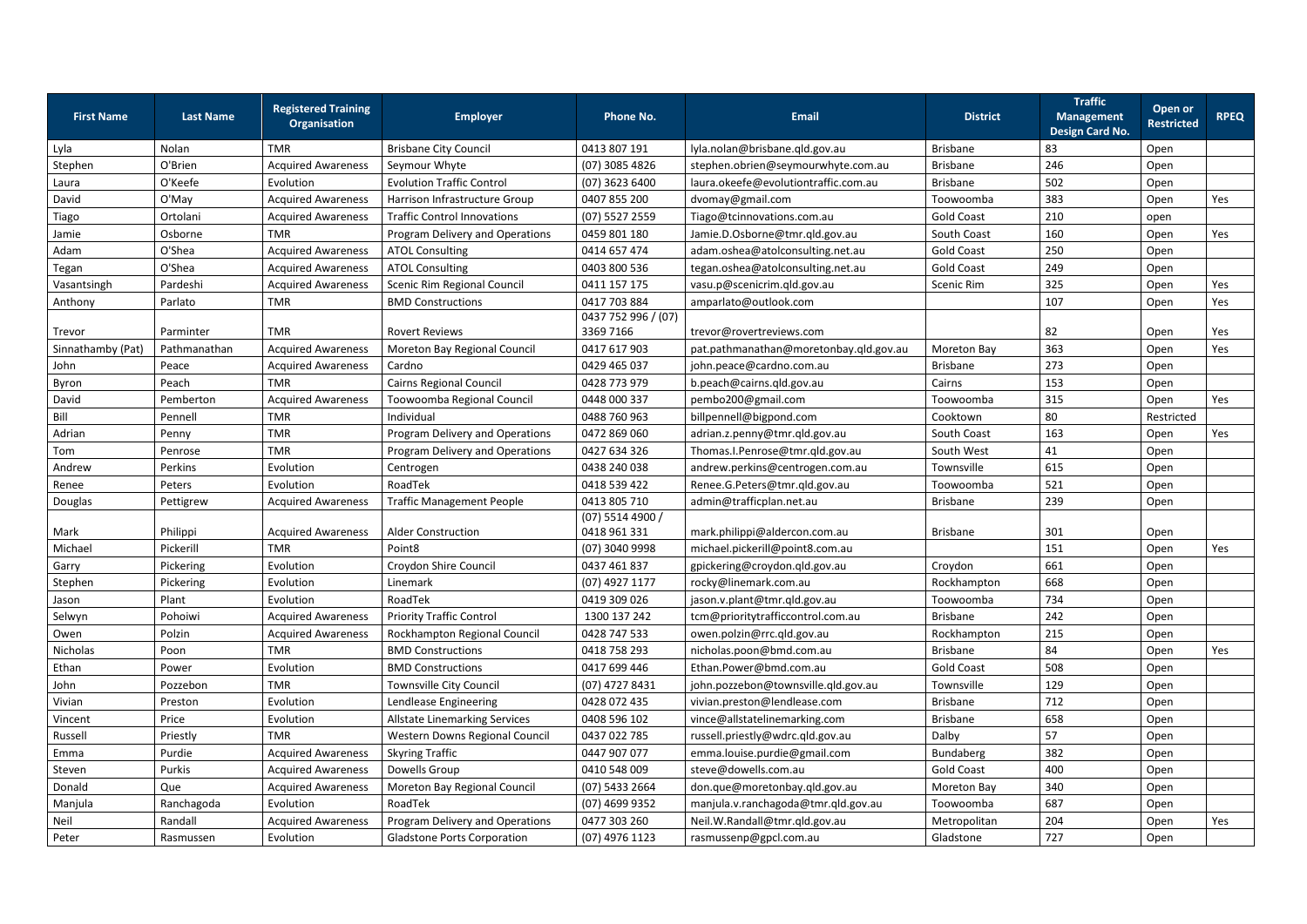| First Name | Last Name | Registered Training Organisation | Employer | Phone No. | Email | District | Traffic Management Design Card No. | Open or Restricted | RPEQ |
|---|---|---|---|---|---|---|---|---|---|
| Lyla | Nolan | TMR | Brisbane City Council | 0413 807 191 | lyla.nolan@brisbane.qld.gov.au | Brisbane | 83 | Open | |
| Stephen | O'Brien | Acquired Awareness | Seymour Whyte | (07) 3085 4826 | stephen.obrien@seymourwhyte.com.au | Brisbane | 246 | Open | |
| Laura | O'Keefe | Evolution | Evolution Traffic Control | (07) 3623 6400 | laura.okeefe@evolutiontraffic.com.au | Brisbane | 502 | Open | |
| David | O'May | Acquired Awareness | Harrison Infrastructure Group | 0407 855 200 | dvomay@gmail.com | Toowoomba | 383 | Open | Yes |
| Tiago | Ortolani | Acquired Awareness | Traffic Control Innovations | (07) 5527 2559 | Tiago@tcinnovations.com.au | Gold Coast | 210 | open | |
| Jamie | Osborne | TMR | Program Delivery and Operations | 0459 801 180 | Jamie.D.Osborne@tmr.qld.gov.au | South Coast | 160 | Open | Yes |
| Adam | O'Shea | Acquired Awareness | ATOL Consulting | 0414 657 474 | adam.oshea@atolconsulting.net.au | Gold Coast | 250 | Open | |
| Tegan | O'Shea | Acquired Awareness | ATOL Consulting | 0403 800 536 | tegan.oshea@atolconsulting.net.au | Gold Coast | 249 | Open | |
| Vasantsingh | Pardeshi | Acquired Awareness | Scenic Rim Regional Council | 0411 157 175 | vasu.p@scenicrim.qld.gov.au | Scenic Rim | 325 | Open | Yes |
| Anthony | Parlato | TMR | BMD Constructions | 0417 703 884 | amparlato@outlook.com | | 107 | Open | Yes |
| Trevor | Parminter | TMR | Rovert Reviews | 0437 752 996 / (07) 3369 7166 | trevor@rovertreviews.com | | 82 | Open | Yes |
| Sinnathamby (Pat) | Pathmanathan | Acquired Awareness | Moreton Bay Regional Council | 0417 617 903 | pat.pathmanathan@moretonbay.qld.gov.au | Moreton Bay | 363 | Open | Yes |
| John | Peace | Acquired Awareness | Cardno | 0429 465 037 | john.peace@cardno.com.au | Brisbane | 273 | Open | |
| Byron | Peach | TMR | Cairns Regional Council | 0428 773 979 | b.peach@cairns.qld.gov.au | Cairns | 153 | Open | |
| David | Pemberton | Acquired Awareness | Toowoomba Regional Council | 0448 000 337 | pembo200@gmail.com | Toowoomba | 315 | Open | Yes |
| Bill | Pennell | TMR | Individual | 0488 760 963 | billpennell@bigpond.com | Cooktown | 80 | Restricted | |
| Adrian | Penny | TMR | Program Delivery and Operations | 0472 869 060 | adrian.z.penny@tmr.qld.gov.au | South Coast | 163 | Open | Yes |
| Tom | Penrose | TMR | Program Delivery and Operations | 0427 634 326 | Thomas.I.Penrose@tmr.qld.gov.au | South West | 41 | Open | |
| Andrew | Perkins | Evolution | Centrogen | 0438 240 038 | andrew.perkins@centrogen.com.au | Townsville | 615 | Open | |
| Renee | Peters | Evolution | RoadTek | 0418 539 422 | Renee.G.Peters@tmr.qld.gov.au | Toowoomba | 521 | Open | |
| Douglas | Pettigrew | Acquired Awareness | Traffic Management People | 0413 805 710 | admin@trafficplan.net.au | Brisbane | 239 | Open | |
| Mark | Philippi | Acquired Awareness | Alder Construction | (07) 5514 4900 / 0418 961 331 | mark.philippi@aldercon.com.au | Brisbane | 301 | Open | |
| Michael | Pickerill | TMR | Point8 | (07) 3040 9998 | michael.pickerill@point8.com.au | | 151 | Open | Yes |
| Garry | Pickering | Evolution | Croydon Shire Council | 0437 461 837 | gpickering@croydon.qld.gov.au | Croydon | 661 | Open | |
| Stephen | Pickering | Evolution | Linemark | (07) 4927 1177 | rocky@linemark.com.au | Rockhampton | 668 | Open | |
| Jason | Plant | Evolution | RoadTek | 0419 309 026 | jason.v.plant@tmr.qld.gov.au | Toowoomba | 734 | Open | |
| Selwyn | Pohoiwi | Acquired Awareness | Priority Traffic Control | 1300 137 242 | tcm@prioritytrafficcontrol.com.au | Brisbane | 242 | Open | |
| Owen | Polzin | Acquired Awareness | Rockhampton Regional Council | 0428 747 533 | owen.polzin@rrc.qld.gov.au | Rockhampton | 215 | Open | |
| Nicholas | Poon | TMR | BMD Constructions | 0418 758 293 | nicholas.poon@bmd.com.au | Brisbane | 84 | Open | Yes |
| Ethan | Power | Evolution | BMD Constructions | 0417 699 446 | Ethan.Power@bmd.com.au | Gold Coast | 508 | Open | |
| John | Pozzebon | TMR | Townsville City Council | (07) 4727 8431 | john.pozzebon@townsville.qld.gov.au | Townsville | 129 | Open | |
| Vivian | Preston | Evolution | Lendlease Engineering | 0428 072 435 | vivian.preston@lendlease.com | Brisbane | 712 | Open | |
| Vincent | Price | Evolution | Allstate Linemarking Services | 0408 596 102 | vince@allstatelinemarking.com | Brisbane | 658 | Open | |
| Russell | Priestly | TMR | Western Downs Regional Council | 0437 022 785 | russell.priestly@wdrc.qld.gov.au | Dalby | 57 | Open | |
| Emma | Purdie | Acquired Awareness | Skyring Traffic | 0447 907 077 | emma.louise.purdie@gmail.com | Bundaberg | 382 | Open | |
| Steven | Purkis | Acquired Awareness | Dowells Group | 0410 548 009 | steve@dowells.com.au | Gold Coast | 400 | Open | |
| Donald | Que | Acquired Awareness | Moreton Bay Regional Council | (07) 5433 2664 | don.que@moretonbay.qld.gov.au | Moreton Bay | 340 | Open | |
| Manjula | Ranchagoda | Evolution | RoadTek | (07) 4699 9352 | manjula.v.ranchagoda@tmr.qld.gov.au | Toowoomba | 687 | Open | |
| Neil | Randall | Acquired Awareness | Program Delivery and Operations | 0477 303 260 | Neil.W.Randall@tmr.qld.gov.au | Metropolitan | 204 | Open | Yes |
| Peter | Rasmussen | Evolution | Gladstone Ports Corporation | (07) 4976 1123 | rasmussenp@gpcl.com.au | Gladstone | 727 | Open | |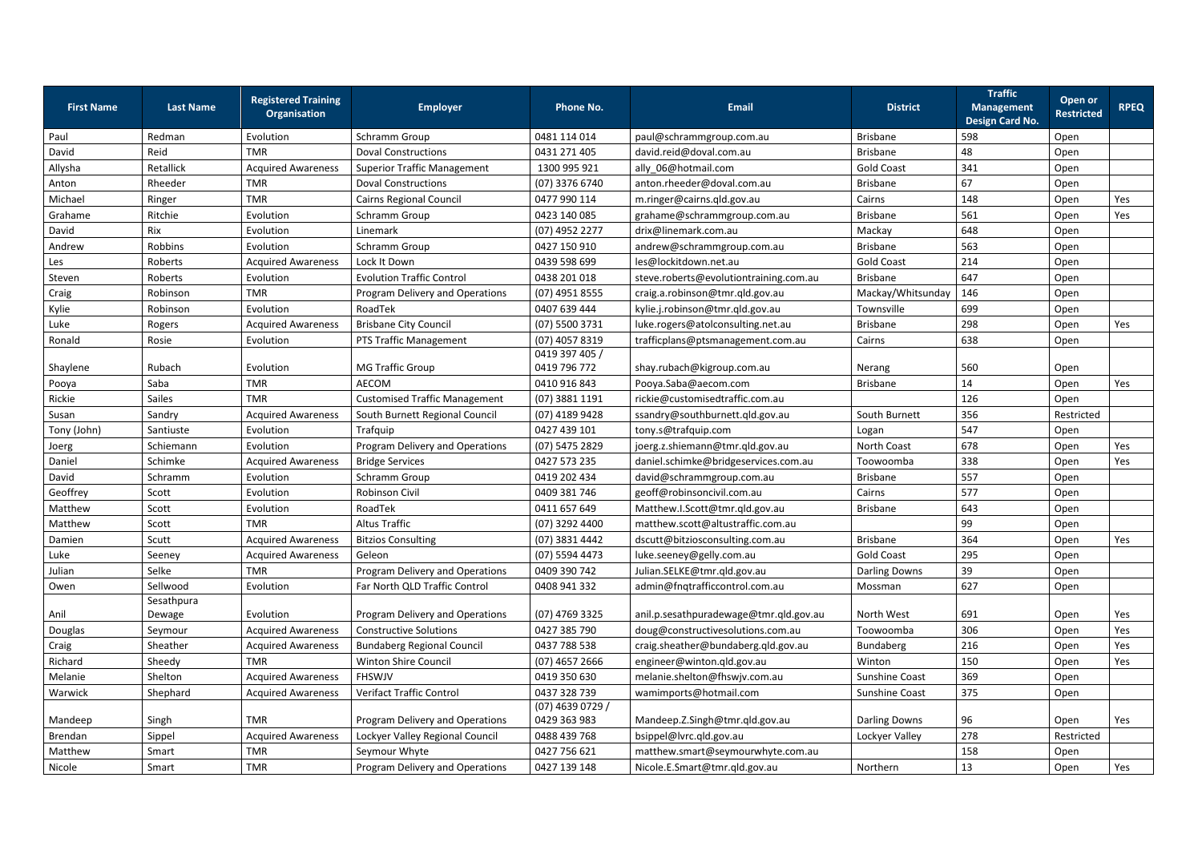| First Name | Last Name | Registered Training Organisation | Employer | Phone No. | Email | District | Traffic Management Design Card No. | Open or Restricted | RPEQ |
|---|---|---|---|---|---|---|---|---|---|
| Paul | Redman | Evolution | Schramm Group | 0481 114 014 | paul@schrammgroup.com.au | Brisbane | 598 | Open | |
| David | Reid | TMR | Doval Constructions | 0431 271 405 | david.reid@doval.com.au | Brisbane | 48 | Open | |
| Allysha | Retallick | Acquired Awareness | Superior Traffic Management | 1300 995 921 | ally_06@hotmail.com | Gold Coast | 341 | Open | |
| Anton | Rheeder | TMR | Doval Constructions | (07) 3376 6740 | anton.rheeder@doval.com.au | Brisbane | 67 | Open | |
| Michael | Ringer | TMR | Cairns Regional Council | 0477 990 114 | m.ringer@cairns.qld.gov.au | Cairns | 148 | Open | Yes |
| Grahame | Ritchie | Evolution | Schramm Group | 0423 140 085 | grahame@schrammgroup.com.au | Brisbane | 561 | Open | Yes |
| David | Rix | Evolution | Linemark | (07) 4952 2277 | drix@linemark.com.au | Mackay | 648 | Open | |
| Andrew | Robbins | Evolution | Schramm Group | 0427 150 910 | andrew@schrammgroup.com.au | Brisbane | 563 | Open | |
| Les | Roberts | Acquired Awareness | Lock It Down | 0439 598 699 | les@lockitdown.net.au | Gold Coast | 214 | Open | |
| Steven | Roberts | Evolution | Evolution Traffic Control | 0438 201 018 | steve.roberts@evolutiontraining.com.au | Brisbane | 647 | Open | |
| Craig | Robinson | TMR | Program Delivery and Operations | (07) 4951 8555 | craig.a.robinson@tmr.qld.gov.au | Mackay/Whitsunday | 146 | Open | |
| Kylie | Robinson | Evolution | RoadTek | 0407 639 444 | kylie.j.robinson@tmr.qld.gov.au | Townsville | 699 | Open | |
| Luke | Rogers | Acquired Awareness | Brisbane City Council | (07) 5500 3731 | luke.rogers@atolconsulting.net.au | Brisbane | 298 | Open | Yes |
| Ronald | Rosie | Evolution | PTS Traffic Management | (07) 4057 8319 | trafficplans@ptsmanagement.com.au | Cairns | 638 | Open | |
| Shaylene | Rubach | Evolution | MG Traffic Group | 0419 397 405 / 0419 796 772 | shay.rubach@kigroup.com.au | Nerang | 560 | Open | |
| Pooya | Saba | TMR | AECOM | 0410 916 843 | Pooya.Saba@aecom.com | Brisbane | 14 | Open | Yes |
| Rickie | Sailes | TMR | Customised Traffic Management | (07) 3881 1191 | rickie@customisedtraffic.com.au | | 126 | Open | |
| Susan | Sandry | Acquired Awareness | South Burnett Regional Council | (07) 4189 9428 | ssandry@southburnett.qld.gov.au | South Burnett | 356 | Restricted | |
| Tony (John) | Santiuste | Evolution | Trafquip | 0427 439 101 | tony.s@trafquip.com | Logan | 547 | Open | |
| Joerg | Schiemann | Evolution | Program Delivery and Operations | (07) 5475 2829 | joerg.z.shiemann@tmr.qld.gov.au | North Coast | 678 | Open | Yes |
| Daniel | Schimke | Acquired Awareness | Bridge Services | 0427 573 235 | daniel.schimke@bridgeservices.com.au | Toowoomba | 338 | Open | Yes |
| David | Schramm | Evolution | Schramm Group | 0419 202 434 | david@schrammgroup.com.au | Brisbane | 557 | Open | |
| Geoffrey | Scott | Evolution | Robinson Civil | 0409 381 746 | geoff@robinsoncivil.com.au | Cairns | 577 | Open | |
| Matthew | Scott | Evolution | RoadTek | 0411 657 649 | Matthew.I.Scott@tmr.qld.gov.au | Brisbane | 643 | Open | |
| Matthew | Scott | TMR | Altus Traffic | (07) 3292 4400 | matthew.scott@altustraffic.com.au | | 99 | Open | |
| Damien | Scutt | Acquired Awareness | Bitzios Consulting | (07) 3831 4442 | dscutt@bitziosconsulting.com.au | Brisbane | 364 | Open | Yes |
| Luke | Seeney | Acquired Awareness | Geleon | (07) 5594 4473 | luke.seeney@gelly.com.au | Gold Coast | 295 | Open | |
| Julian | Selke | TMR | Program Delivery and Operations | 0409 390 742 | Julian.SELKE@tmr.qld.gov.au | Darling Downs | 39 | Open | |
| Owen | Sellwood | Evolution | Far North QLD Traffic Control | 0408 941 332 | admin@fnqtrafficcontrol.com.au | Mossman | 627 | Open | |
| Anil | Sesathpura Dewage | Evolution | Program Delivery and Operations | (07) 4769 3325 | anil.p.sesathpuradewage@tmr.qld.gov.au | North West | 691 | Open | Yes |
| Douglas | Seymour | Acquired Awareness | Constructive Solutions | 0427 385 790 | doug@constructivesolutions.com.au | Toowoomba | 306 | Open | Yes |
| Craig | Sheather | Acquired Awareness | Bundaberg Regional Council | 0437 788 538 | craig.sheather@bundaberg.qld.gov.au | Bundaberg | 216 | Open | Yes |
| Richard | Sheedy | TMR | Winton Shire Council | (07) 4657 2666 | engineer@winton.qld.gov.au | Winton | 150 | Open | Yes |
| Melanie | Shelton | Acquired Awareness | FHSWJV | 0419 350 630 | melanie.shelton@fhswjv.com.au | Sunshine Coast | 369 | Open | |
| Warwick | Shephard | Acquired Awareness | Verifact Traffic Control | 0437 328 739 | wamimports@hotmail.com | Sunshine Coast | 375 | Open | |
| Mandeep | Singh | TMR | Program Delivery and Operations | (07) 4639 0729 / 0429 363 983 | Mandeep.Z.Singh@tmr.qld.gov.au | Darling Downs | 96 | Open | Yes |
| Brendan | Sippel | Acquired Awareness | Lockyer Valley Regional Council | 0488 439 768 | bsippel@lvrc.qld.gov.au | Lockyer Valley | 278 | Restricted | |
| Matthew | Smart | TMR | Seymour Whyte | 0427 756 621 | matthew.smart@seymourwhyte.com.au | | 158 | Open | |
| Nicole | Smart | TMR | Program Delivery and Operations | 0427 139 148 | Nicole.E.Smart@tmr.qld.gov.au | Northern | 13 | Open | Yes |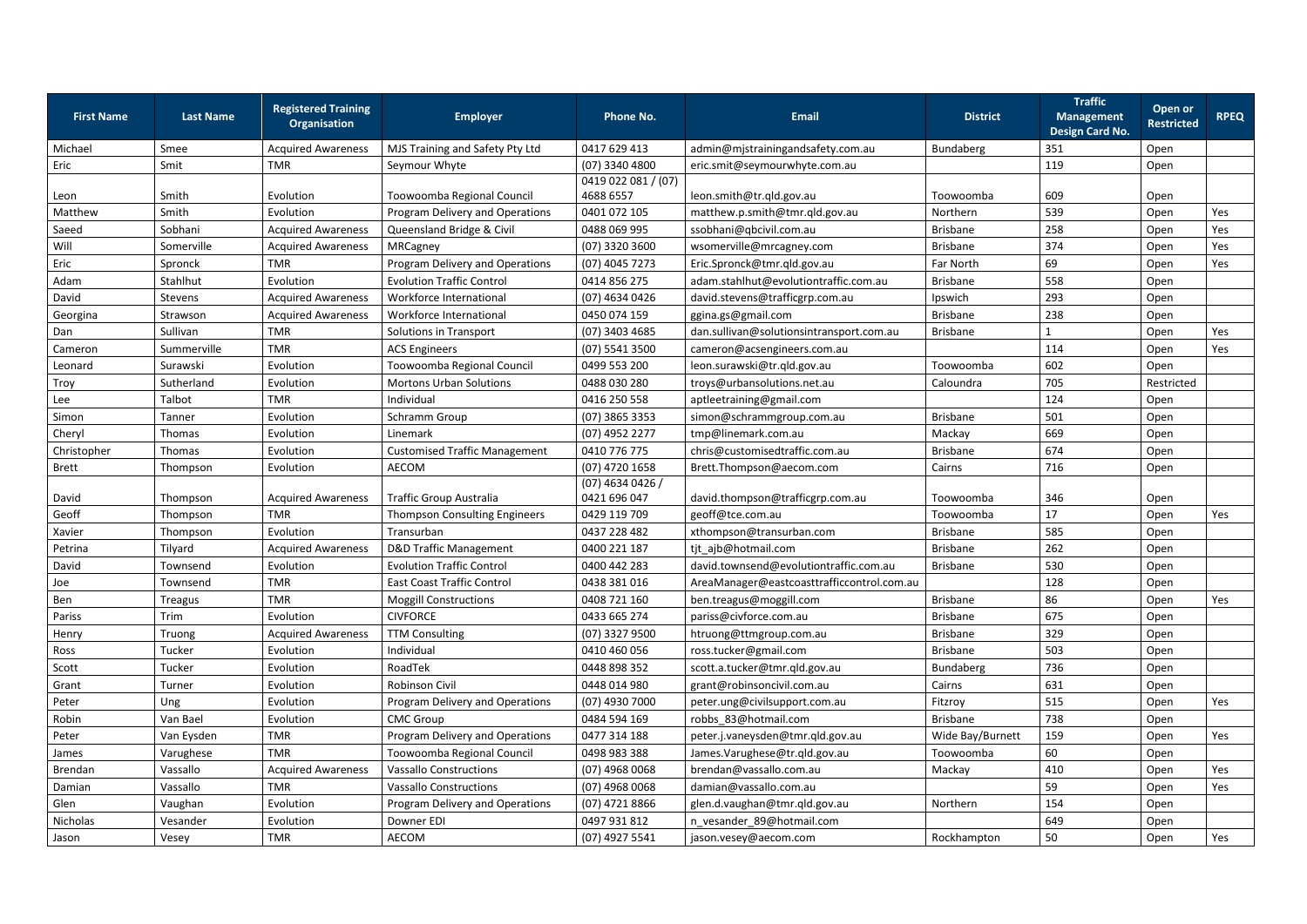| First Name | Last Name | Registered Training Organisation | Employer | Phone No. | Email | District | Traffic Management Design Card No. | Open or Restricted | RPEQ |
|---|---|---|---|---|---|---|---|---|---|
| Michael | Smee | Acquired Awareness | MJS Training and Safety Pty Ltd | 0417 629 413 | admin@mjstrainingandsafety.com.au | Bundaberg | 351 | Open | |
| Eric | Smit | TMR | Seymour Whyte | (07) 3340 4800 | eric.smit@seymourwhyte.com.au | | 119 | Open | |
| Leon | Smith | Evolution | Toowoomba Regional Council | 0419 022 081 / (07) 4688 6557 | leon.smith@tr.qld.gov.au | Toowoomba | 609 | Open | |
| Matthew | Smith | Evolution | Program Delivery and Operations | 0401 072 105 | matthew.p.smith@tmr.qld.gov.au | Northern | 539 | Open | Yes |
| Saeed | Sobhani | Acquired Awareness | Queensland Bridge & Civil | 0488 069 995 | ssobhani@qbcivil.com.au | Brisbane | 258 | Open | Yes |
| Will | Somerville | Acquired Awareness | MRCagney | (07) 3320 3600 | wsomerville@mrcagney.com | Brisbane | 374 | Open | Yes |
| Eric | Spronck | TMR | Program Delivery and Operations | (07) 4045 7273 | Eric.Spronck@tmr.qld.gov.au | Far North | 69 | Open | Yes |
| Adam | Stahlhut | Evolution | Evolution Traffic Control | 0414 856 275 | adam.stahlhut@evolutiontraffic.com.au | Brisbane | 558 | Open | |
| David | Stevens | Acquired Awareness | Workforce International | (07) 4634 0426 | david.stevens@trafficgrp.com.au | Ipswich | 293 | Open | |
| Georgina | Strawson | Acquired Awareness | Workforce International | 0450 074 159 | ggina.gs@gmail.com | Brisbane | 238 | Open | |
| Dan | Sullivan | TMR | Solutions in Transport | (07) 3403 4685 | dan.sullivan@solutionsintransport.com.au | Brisbane | 1 | Open | Yes |
| Cameron | Summerville | TMR | ACS Engineers | (07) 5541 3500 | cameron@acsengineers.com.au | | 114 | Open | Yes |
| Leonard | Surawski | Evolution | Toowoomba Regional Council | 0499 553 200 | leon.surawski@tr.qld.gov.au | Toowoomba | 602 | Open | |
| Troy | Sutherland | Evolution | Mortons Urban Solutions | 0488 030 280 | troys@urbansolutions.net.au | Caloundra | 705 | Restricted | |
| Lee | Talbot | TMR | Individual | 0416 250 558 | aptleetraining@gmail.com | | 124 | Open | |
| Simon | Tanner | Evolution | Schramm Group | (07) 3865 3353 | simon@schrammgroup.com.au | Brisbane | 501 | Open | |
| Cheryl | Thomas | Evolution | Linemark | (07) 4952 2277 | tmp@linemark.com.au | Mackay | 669 | Open | |
| Christopher | Thomas | Evolution | Customised Traffic Management | 0410 776 775 | chris@customisedtraffic.com.au | Brisbane | 674 | Open | |
| Brett | Thompson | Evolution | AECOM | (07) 4720 1658 | Brett.Thompson@aecom.com | Cairns | 716 | Open | |
| David | Thompson | Acquired Awareness | Traffic Group Australia | (07) 4634 0426 / 0421 696 047 | david.thompson@trafficgrp.com.au | Toowoomba | 346 | Open | |
| Geoff | Thompson | TMR | Thompson Consulting Engineers | 0429 119 709 | geoff@tce.com.au | Toowoomba | 17 | Open | Yes |
| Xavier | Thompson | Evolution | Transurban | 0437 228 482 | xthompson@transurban.com | Brisbane | 585 | Open | |
| Petrina | Tilyard | Acquired Awareness | D&D Traffic Management | 0400 221 187 | tjt_ajb@hotmail.com | Brisbane | 262 | Open | |
| David | Townsend | Evolution | Evolution Traffic Control | 0400 442 283 | david.townsend@evolutiontraffic.com.au | Brisbane | 530 | Open | |
| Joe | Townsend | TMR | East Coast Traffic Control | 0438 381 016 | AreaManager@eastcoasttrafficcontrol.com.au | | 128 | Open | |
| Ben | Treagus | TMR | Moggill Constructions | 0408 721 160 | ben.treagus@moggill.com | Brisbane | 86 | Open | Yes |
| Pariss | Trim | Evolution | CIVFORCE | 0433 665 274 | pariss@civforce.com.au | Brisbane | 675 | Open | |
| Henry | Truong | Acquired Awareness | TTM Consulting | (07) 3327 9500 | htruong@ttmgroup.com.au | Brisbane | 329 | Open | |
| Ross | Tucker | Evolution | Individual | 0410 460 056 | ross.tucker@gmail.com | Brisbane | 503 | Open | |
| Scott | Tucker | Evolution | RoadTek | 0448 898 352 | scott.a.tucker@tmr.qld.gov.au | Bundaberg | 736 | Open | |
| Grant | Turner | Evolution | Robinson Civil | 0448 014 980 | grant@robinsoncivil.com.au | Cairns | 631 | Open | |
| Peter | Ung | Evolution | Program Delivery and Operations | (07) 4930 7000 | peter.ung@civilsupport.com.au | Fitzroy | 515 | Open | Yes |
| Robin | Van Bael | Evolution | CMC Group | 0484 594 169 | robbs_83@hotmail.com | Brisbane | 738 | Open | |
| Peter | Van Eysden | TMR | Program Delivery and Operations | 0477 314 188 | peter.j.vaneysden@tmr.qld.gov.au | Wide Bay/Burnett | 159 | Open | Yes |
| James | Varughese | TMR | Toowoomba Regional Council | 0498 983 388 | James.Varughese@tr.qld.gov.au | Toowoomba | 60 | Open | |
| Brendan | Vassallo | Acquired Awareness | Vassallo Constructions | (07) 4968 0068 | brendan@vassallo.com.au | Mackay | 410 | Open | Yes |
| Damian | Vassallo | TMR | Vassallo Constructions | (07) 4968 0068 | damian@vassallo.com.au | | 59 | Open | Yes |
| Glen | Vaughan | Evolution | Program Delivery and Operations | (07) 4721 8866 | glen.d.vaughan@tmr.qld.gov.au | Northern | 154 | Open | |
| Nicholas | Vesander | Evolution | Downer EDI | 0497 931 812 | n_vesander_89@hotmail.com | | 649 | Open | |
| Jason | Vesey | TMR | AECOM | (07) 4927 5541 | jason.vesey@aecom.com | Rockhampton | 50 | Open | Yes |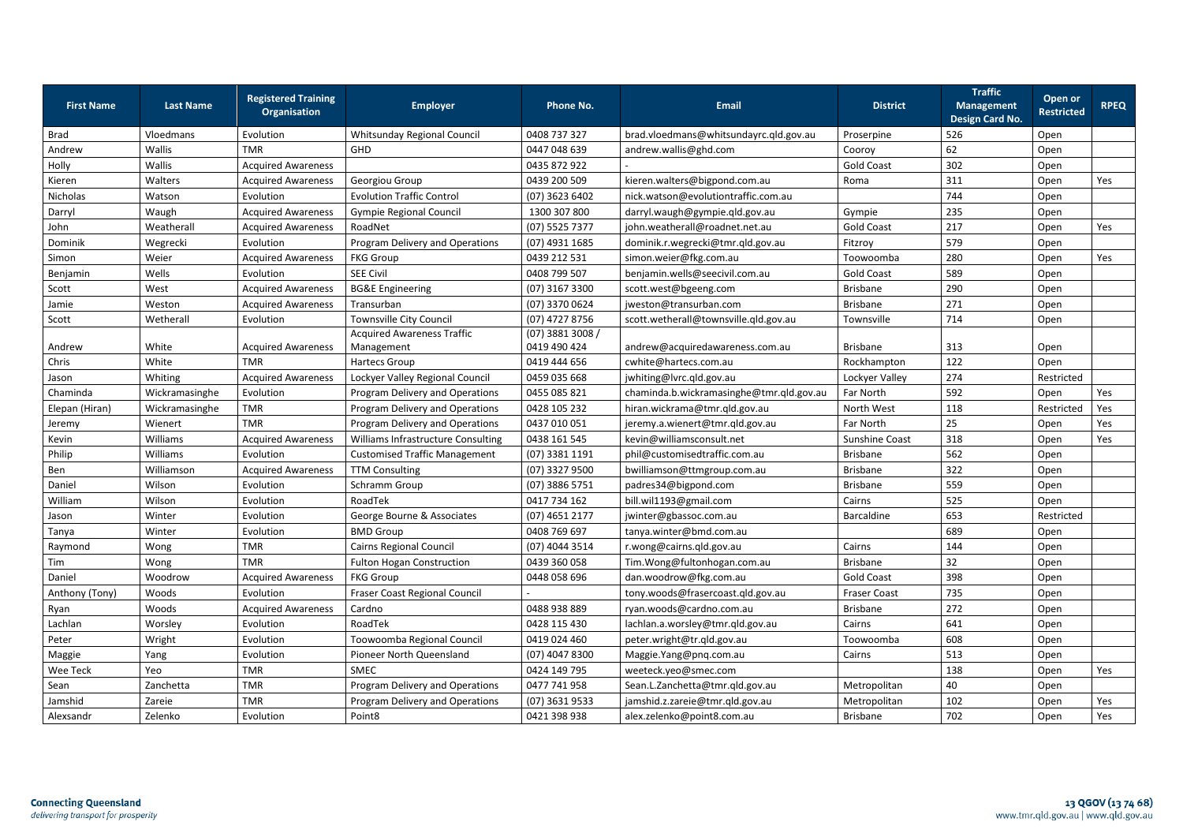| First Name | Last Name | Registered Training Organisation | Employer | Phone No. | Email | District | Traffic Management Design Card No. | Open or Restricted | RPEQ |
|---|---|---|---|---|---|---|---|---|---|
| Brad | Vloedmans | Evolution | Whitsunday Regional Council | 0408 737 327 | brad.vloedmans@whitsundayrc.qld.gov.au | Proserpine | 526 | Open | |
| Andrew | Wallis | TMR | GHD | 0447 048 639 | andrew.wallis@ghd.com | Cooroy | 62 | Open | |
| Holly | Wallis | Acquired Awareness | | 0435 872 922 | - | Gold Coast | 302 | Open | |
| Kieren | Walters | Acquired Awareness | Georgiou Group | 0439 200 509 | kieren.walters@bigpond.com.au | Roma | 311 | Open | Yes |
| Nicholas | Watson | Evolution | Evolution Traffic Control | (07) 3623 6402 | nick.watson@evolutiontraffic.com.au | | 744 | Open | |
| Darryl | Waugh | Acquired Awareness | Gympie Regional Council | 1300 307 800 | darryl.waugh@gympie.qld.gov.au | Gympie | 235 | Open | |
| John | Weatherall | Acquired Awareness | RoadNet | (07) 5525 7377 | john.weatherall@roadnet.net.au | Gold Coast | 217 | Open | Yes |
| Dominik | Wegrecki | Evolution | Program Delivery and Operations | (07) 4931 1685 | dominik.r.wegrecki@tmr.qld.gov.au | Fitzroy | 579 | Open | |
| Simon | Weier | Acquired Awareness | FKG Group | 0439 212 531 | simon.weier@fkg.com.au | Toowoomba | 280 | Open | Yes |
| Benjamin | Wells | Evolution | SEE Civil | 0408 799 507 | benjamin.wells@seecivil.com.au | Gold Coast | 589 | Open | |
| Scott | West | Acquired Awareness | BG&E Engineering | (07) 3167 3300 | scott.west@bgeeng.com | Brisbane | 290 | Open | |
| Jamie | Weston | Acquired Awareness | Transurban | (07) 3370 0624 | jweston@transurban.com | Brisbane | 271 | Open | |
| Scott | Wetherall | Evolution | Townsville City Council | (07) 4727 8756 | scott.wetherall@townsville.qld.gov.au | Townsville | 714 | Open | |
| Andrew | White | Acquired Awareness | Acquired Awareness Traffic Management | (07) 3881 3008 / 0419 490 424 | andrew@acquiredawareness.com.au | Brisbane | 313 | Open | |
| Chris | White | TMR | Hartecs Group | 0419 444 656 | cwhite@hartecs.com.au | Rockhampton | 122 | Open | |
| Jason | Whiting | Acquired Awareness | Lockyer Valley Regional Council | 0459 035 668 | jwhiting@lvrc.qld.gov.au | Lockyer Valley | 274 | Restricted | |
| Chaminda | Wickramasinghe | Evolution | Program Delivery and Operations | 0455 085 821 | chaminda.b.wickramasinghe@tmr.qld.gov.au | Far North | 592 | Open | Yes |
| Elepan (Hiran) | Wickramasinghe | TMR | Program Delivery and Operations | 0428 105 232 | hiran.wickrama@tmr.qld.gov.au | North West | 118 | Restricted | Yes |
| Jeremy | Wienert | TMR | Program Delivery and Operations | 0437 010 051 | jeremy.a.wienert@tmr.qld.gov.au | Far North | 25 | Open | Yes |
| Kevin | Williams | Acquired Awareness | Williams Infrastructure Consulting | 0438 161 545 | kevin@williamsconsult.net | Sunshine Coast | 318 | Open | Yes |
| Philip | Williams | Evolution | Customised Traffic Management | (07) 3381 1191 | phil@customisedtraffic.com.au | Brisbane | 562 | Open | |
| Ben | Williamson | Acquired Awareness | TTM Consulting | (07) 3327 9500 | bwilliamson@ttmgroup.com.au | Brisbane | 322 | Open | |
| Daniel | Wilson | Evolution | Schramm Group | (07) 3886 5751 | padres34@bigpond.com | Brisbane | 559 | Open | |
| William | Wilson | Evolution | RoadTek | 0417 734 162 | bill.wil1193@gmail.com | Cairns | 525 | Open | |
| Jason | Winter | Evolution | George Bourne & Associates | (07) 4651 2177 | jwinter@gbassoc.com.au | Barcaldine | 653 | Restricted | |
| Tanya | Winter | Evolution | BMD Group | 0408 769 697 | tanya.winter@bmd.com.au | | 689 | Open | |
| Raymond | Wong | TMR | Cairns Regional Council | (07) 4044 3514 | r.wong@cairns.qld.gov.au | Cairns | 144 | Open | |
| Tim | Wong | TMR | Fulton Hogan Construction | 0439 360 058 | Tim.Wong@fultonhogan.com.au | Brisbane | 32 | Open | |
| Daniel | Woodrow | Acquired Awareness | FKG Group | 0448 058 696 | dan.woodrow@fkg.com.au | Gold Coast | 398 | Open | |
| Anthony (Tony) | Woods | Evolution | Fraser Coast Regional Council | - | tony.woods@frasercoast.qld.gov.au | Fraser Coast | 735 | Open | |
| Ryan | Woods | Acquired Awareness | Cardno | 0488 938 889 | ryan.woods@cardno.com.au | Brisbane | 272 | Open | |
| Lachlan | Worsley | Evolution | RoadTek | 0428 115 430 | lachlan.a.worsley@tmr.qld.gov.au | Cairns | 641 | Open | |
| Peter | Wright | Evolution | Toowoomba Regional Council | 0419 024 460 | peter.wright@tr.qld.gov.au | Toowoomba | 608 | Open | |
| Maggie | Yang | Evolution | Pioneer North Queensland | (07) 4047 8300 | Maggie.Yang@pnq.com.au | Cairns | 513 | Open | |
| Wee Teck | Yeo | TMR | SMEC | 0424 149 795 | weeteck.yeo@smec.com | | 138 | Open | Yes |
| Sean | Zanchetta | TMR | Program Delivery and Operations | 0477 741 958 | Sean.L.Zanchetta@tmr.qld.gov.au | Metropolitan | 40 | Open | |
| Jamshid | Zareie | TMR | Program Delivery and Operations | (07) 3631 9533 | jamshid.z.zareie@tmr.qld.gov.au | Metropolitan | 102 | Open | Yes |
| Alexsandr | Zelenko | Evolution | Point8 | 0421 398 938 | alex.zelenko@point8.com.au | Brisbane | 702 | Open | Yes |